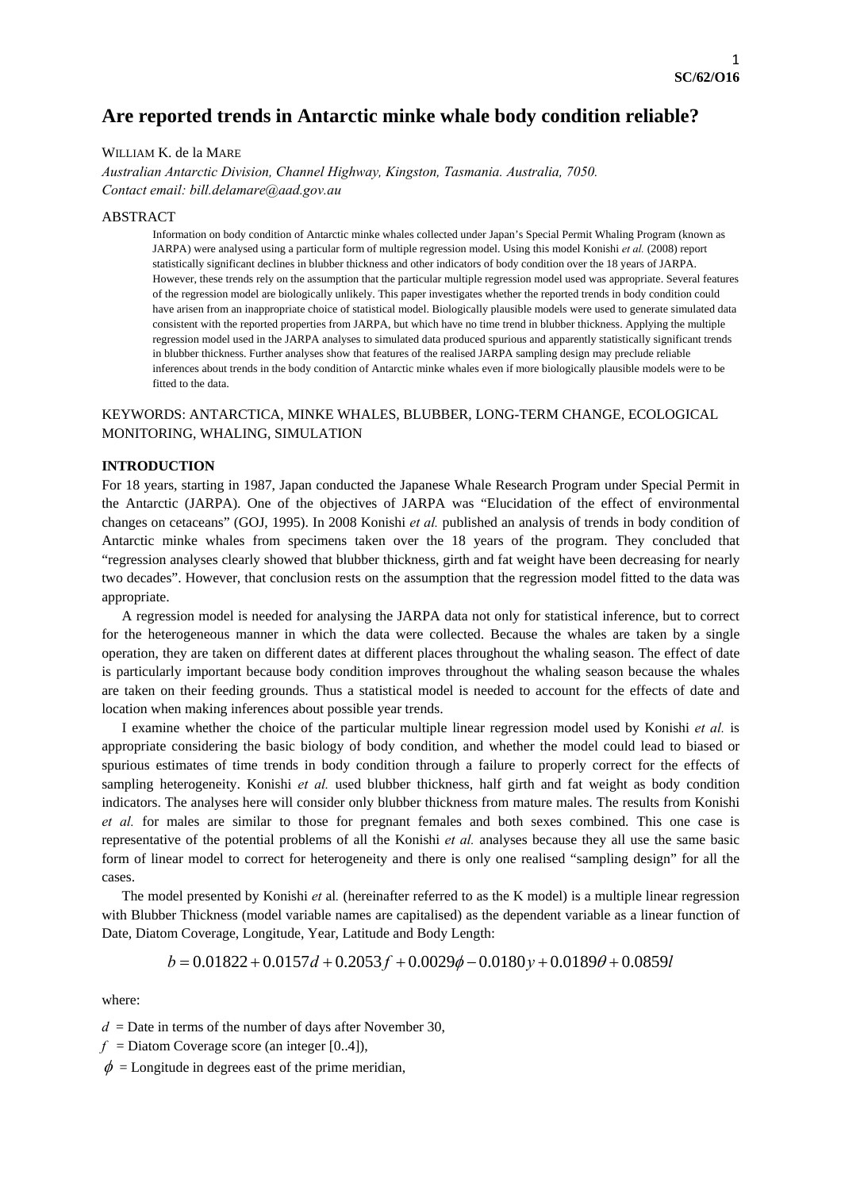# Are reported trends in Antarctic minke whale body condition reliable?

WILLIAM K. de la MARE

*Australian Antarctic Division, Channel Highway, Kingston, Tasmania. Australia, 7050.*
*Contact email: bill.delamare@aad.gov.au*

## ABSTRACT

Information on body condition of Antarctic minke whales collected under Japan's Special Permit Whaling Program (known as JARPA) were analysed using a particular form of multiple regression model. Using this model Konishi *et al.* (2008) report statistically significant declines in blubber thickness and other indicators of body condition over the 18 years of JARPA. However, these trends rely on the assumption that the particular multiple regression model used was appropriate. Several features of the regression model are biologically unlikely. This paper investigates whether the reported trends in body condition could have arisen from an inappropriate choice of statistical model. Biologically plausible models were used to generate simulated data consistent with the reported properties from JARPA, but which have no time trend in blubber thickness. Applying the multiple regression model used in the JARPA analyses to simulated data produced spurious and apparently statistically significant trends in blubber thickness. Further analyses show that features of the realised JARPA sampling design may preclude reliable inferences about trends in the body condition of Antarctic minke whales even if more biologically plausible models were to be fitted to the data.

KEYWORDS: ANTARCTICA, MINKE WHALES, BLUBBER, LONG-TERM CHANGE, ECOLOGICAL MONITORING, WHALING, SIMULATION

## INTRODUCTION

For 18 years, starting in 1987, Japan conducted the Japanese Whale Research Program under Special Permit in the Antarctic (JARPA). One of the objectives of JARPA was "Elucidation of the effect of environmental changes on cetaceans" (GOJ, 1995). In 2008 Konishi *et al.* published an analysis of trends in body condition of Antarctic minke whales from specimens taken over the 18 years of the program. They concluded that "regression analyses clearly showed that blubber thickness, girth and fat weight have been decreasing for nearly two decades". However, that conclusion rests on the assumption that the regression model fitted to the data was appropriate.

A regression model is needed for analysing the JARPA data not only for statistical inference, but to correct for the heterogeneous manner in which the data were collected. Because the whales are taken by a single operation, they are taken on different dates at different places throughout the whaling season. The effect of date is particularly important because body condition improves throughout the whaling season because the whales are taken on their feeding grounds. Thus a statistical model is needed to account for the effects of date and location when making inferences about possible year trends.

I examine whether the choice of the particular multiple linear regression model used by Konishi *et al.* is appropriate considering the basic biology of body condition, and whether the model could lead to biased or spurious estimates of time trends in body condition through a failure to properly correct for the effects of sampling heterogeneity. Konishi *et al.* used blubber thickness, half girth and fat weight as body condition indicators. The analyses here will consider only blubber thickness from mature males. The results from Konishi *et al.* for males are similar to those for pregnant females and both sexes combined. This one case is representative of the potential problems of all the Konishi *et al.* analyses because they all use the same basic form of linear model to correct for heterogeneity and there is only one realised "sampling design" for all the cases.

The model presented by Konishi *et al.* (hereinafter referred to as the K model) is a multiple linear regression with Blubber Thickness (model variable names are capitalised) as the dependent variable as a linear function of Date, Diatom Coverage, Longitude, Year, Latitude and Body Length:

$$b = 0.01822 + 0.0157d + 0.2053f + 0.0029\phi - 0.0180y + 0.0189\theta + 0.0859l$$

where:

$d$ = Date in terms of the number of days after November 30,

$f$ = Diatom Coverage score (an integer [0..4]),

$\phi$ = Longitude in degrees east of the prime meridian,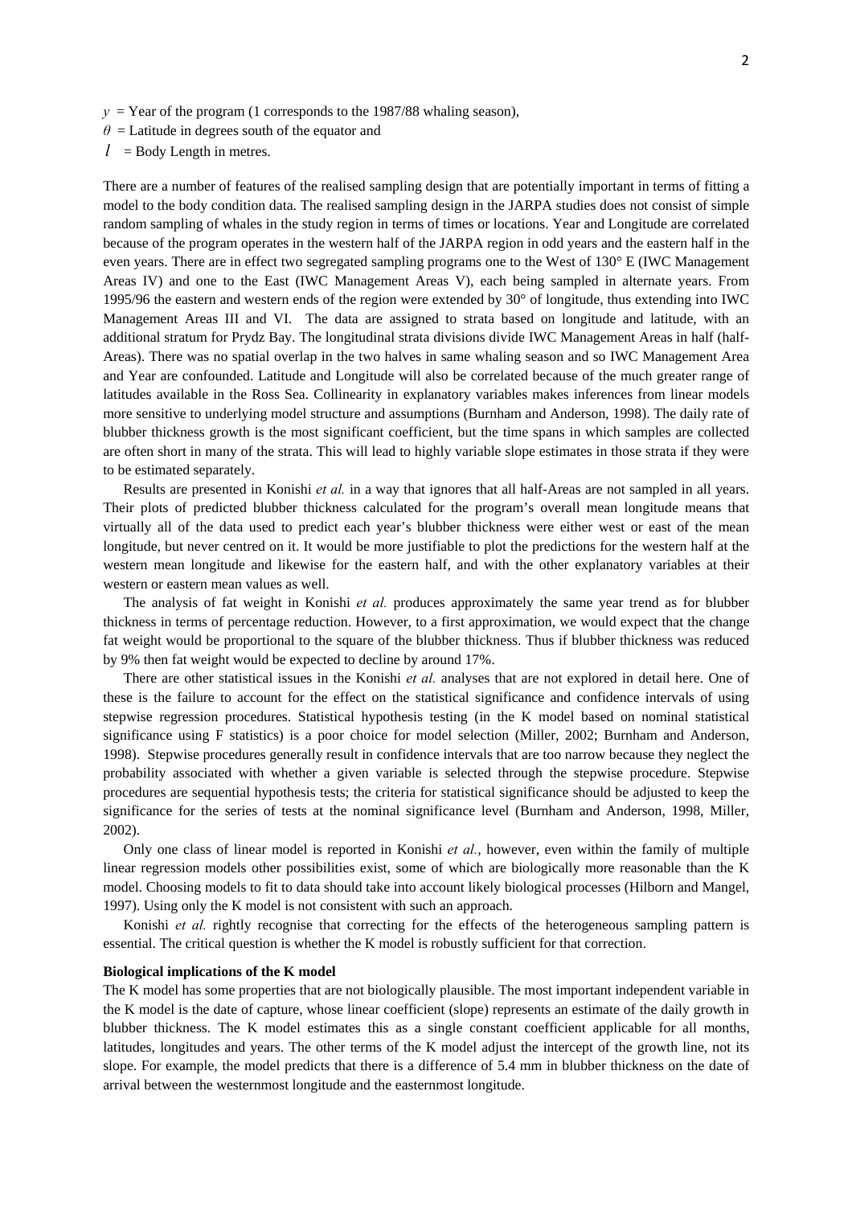$y$ = Year of the program (1 corresponds to the 1987/88 whaling season),

$\theta$ = Latitude in degrees south of the equator and

$l$ = Body Length in metres.

There are a number of features of the realised sampling design that are potentially important in terms of fitting a model to the body condition data. The realised sampling design in the JARPA studies does not consist of simple random sampling of whales in the study region in terms of times or locations. Year and Longitude are correlated because of the program operates in the western half of the JARPA region in odd years and the eastern half in the even years. There are in effect two segregated sampling programs one to the West of 130° E (IWC Management Areas IV) and one to the East (IWC Management Areas V), each being sampled in alternate years. From 1995/96 the eastern and western ends of the region were extended by 30° of longitude, thus extending into IWC Management Areas III and VI. The data are assigned to strata based on longitude and latitude, with an additional stratum for Prydz Bay. The longitudinal strata divisions divide IWC Management Areas in half (half-Areas). There was no spatial overlap in the two halves in same whaling season and so IWC Management Area and Year are confounded. Latitude and Longitude will also be correlated because of the much greater range of latitudes available in the Ross Sea. Collinearity in explanatory variables makes inferences from linear models more sensitive to underlying model structure and assumptions (Burnham and Anderson, 1998). The daily rate of blubber thickness growth is the most significant coefficient, but the time spans in which samples are collected are often short in many of the strata. This will lead to highly variable slope estimates in those strata if they were to be estimated separately.

Results are presented in Konishi *et al.* in a way that ignores that all half-Areas are not sampled in all years. Their plots of predicted blubber thickness calculated for the program's overall mean longitude means that virtually all of the data used to predict each year's blubber thickness were either west or east of the mean longitude, but never centred on it. It would be more justifiable to plot the predictions for the western half at the western mean longitude and likewise for the eastern half, and with the other explanatory variables at their western or eastern mean values as well.

The analysis of fat weight in Konishi *et al.* produces approximately the same year trend as for blubber thickness in terms of percentage reduction. However, to a first approximation, we would expect that the change fat weight would be proportional to the square of the blubber thickness. Thus if blubber thickness was reduced by 9% then fat weight would be expected to decline by around 17%.

There are other statistical issues in the Konishi *et al.* analyses that are not explored in detail here. One of these is the failure to account for the effect on the statistical significance and confidence intervals of using stepwise regression procedures. Statistical hypothesis testing (in the K model based on nominal statistical significance using F statistics) is a poor choice for model selection (Miller, 2002; Burnham and Anderson, 1998). Stepwise procedures generally result in confidence intervals that are too narrow because they neglect the probability associated with whether a given variable is selected through the stepwise procedure. Stepwise procedures are sequential hypothesis tests; the criteria for statistical significance should be adjusted to keep the significance for the series of tests at the nominal significance level (Burnham and Anderson, 1998, Miller, 2002).

Only one class of linear model is reported in Konishi *et al.*, however, even within the family of multiple linear regression models other possibilities exist, some of which are biologically more reasonable than the K model. Choosing models to fit to data should take into account likely biological processes (Hilborn and Mangel, 1997). Using only the K model is not consistent with such an approach.

Konishi *et al.* rightly recognise that correcting for the effects of the heterogeneous sampling pattern is essential. The critical question is whether the K model is robustly sufficient for that correction.

**Biological implications of the K model**

The K model has some properties that are not biologically plausible. The most important independent variable in the K model is the date of capture, whose linear coefficient (slope) represents an estimate of the daily growth in blubber thickness. The K model estimates this as a single constant coefficient applicable for all months, latitudes, longitudes and years. The other terms of the K model adjust the intercept of the growth line, not its slope. For example, the model predicts that there is a difference of 5.4 mm in blubber thickness on the date of arrival between the westernmost longitude and the easternmost longitude.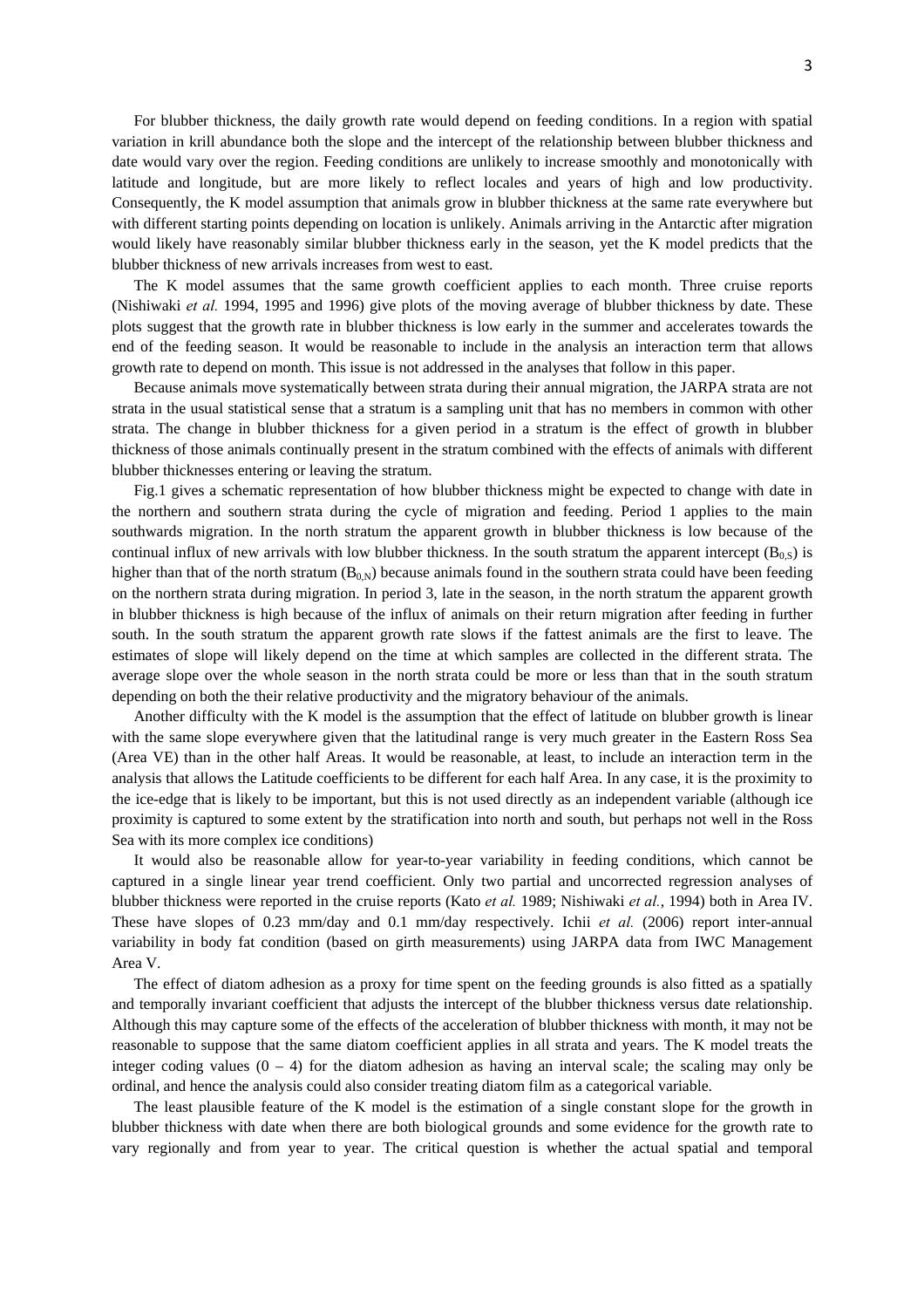For blubber thickness, the daily growth rate would depend on feeding conditions. In a region with spatial variation in krill abundance both the slope and the intercept of the relationship between blubber thickness and date would vary over the region. Feeding conditions are unlikely to increase smoothly and monotonically with latitude and longitude, but are more likely to reflect locales and years of high and low productivity. Consequently, the K model assumption that animals grow in blubber thickness at the same rate everywhere but with different starting points depending on location is unlikely. Animals arriving in the Antarctic after migration would likely have reasonably similar blubber thickness early in the season, yet the K model predicts that the blubber thickness of new arrivals increases from west to east.

The K model assumes that the same growth coefficient applies to each month. Three cruise reports (Nishiwaki *et al.* 1994, 1995 and 1996) give plots of the moving average of blubber thickness by date. These plots suggest that the growth rate in blubber thickness is low early in the summer and accelerates towards the end of the feeding season. It would be reasonable to include in the analysis an interaction term that allows growth rate to depend on month. This issue is not addressed in the analyses that follow in this paper.

Because animals move systematically between strata during their annual migration, the JARPA strata are not strata in the usual statistical sense that a stratum is a sampling unit that has no members in common with other strata. The change in blubber thickness for a given period in a stratum is the effect of growth in blubber thickness of those animals continually present in the stratum combined with the effects of animals with different blubber thicknesses entering or leaving the stratum.

Fig.1 gives a schematic representation of how blubber thickness might be expected to change with date in the northern and southern strata during the cycle of migration and feeding. Period 1 applies to the main southwards migration. In the north stratum the apparent growth in blubber thickness is low because of the continual influx of new arrivals with low blubber thickness. In the south stratum the apparent intercept ($B_{0,S}$) is higher than that of the north stratum ($B_{0,N}$) because animals found in the southern strata could have been feeding on the northern strata during migration. In period 3, late in the season, in the north stratum the apparent growth in blubber thickness is high because of the influx of animals on their return migration after feeding in further south. In the south stratum the apparent growth rate slows if the fattest animals are the first to leave. The estimates of slope will likely depend on the time at which samples are collected in the different strata. The average slope over the whole season in the north strata could be more or less than that in the south stratum depending on both the their relative productivity and the migratory behaviour of the animals.

Another difficulty with the K model is the assumption that the effect of latitude on blubber growth is linear with the same slope everywhere given that the latitudinal range is very much greater in the Eastern Ross Sea (Area VE) than in the other half Areas. It would be reasonable, at least, to include an interaction term in the analysis that allows the Latitude coefficients to be different for each half Area. In any case, it is the proximity to the ice-edge that is likely to be important, but this is not used directly as an independent variable (although ice proximity is captured to some extent by the stratification into north and south, but perhaps not well in the Ross Sea with its more complex ice conditions)

It would also be reasonable allow for year-to-year variability in feeding conditions, which cannot be captured in a single linear year trend coefficient. Only two partial and uncorrected regression analyses of blubber thickness were reported in the cruise reports (Kato *et al.* 1989; Nishiwaki *et al.*, 1994) both in Area IV. These have slopes of 0.23 mm/day and 0.1 mm/day respectively. Ichii *et al.* (2006) report inter-annual variability in body fat condition (based on girth measurements) using JARPA data from IWC Management Area V.

The effect of diatom adhesion as a proxy for time spent on the feeding grounds is also fitted as a spatially and temporally invariant coefficient that adjusts the intercept of the blubber thickness versus date relationship. Although this may capture some of the effects of the acceleration of blubber thickness with month, it may not be reasonable to suppose that the same diatom coefficient applies in all strata and years. The K model treats the integer coding values (0 – 4) for the diatom adhesion as having an interval scale; the scaling may only be ordinal, and hence the analysis could also consider treating diatom film as a categorical variable.

The least plausible feature of the K model is the estimation of a single constant slope for the growth in blubber thickness with date when there are both biological grounds and some evidence for the growth rate to vary regionally and from year to year. The critical question is whether the actual spatial and temporal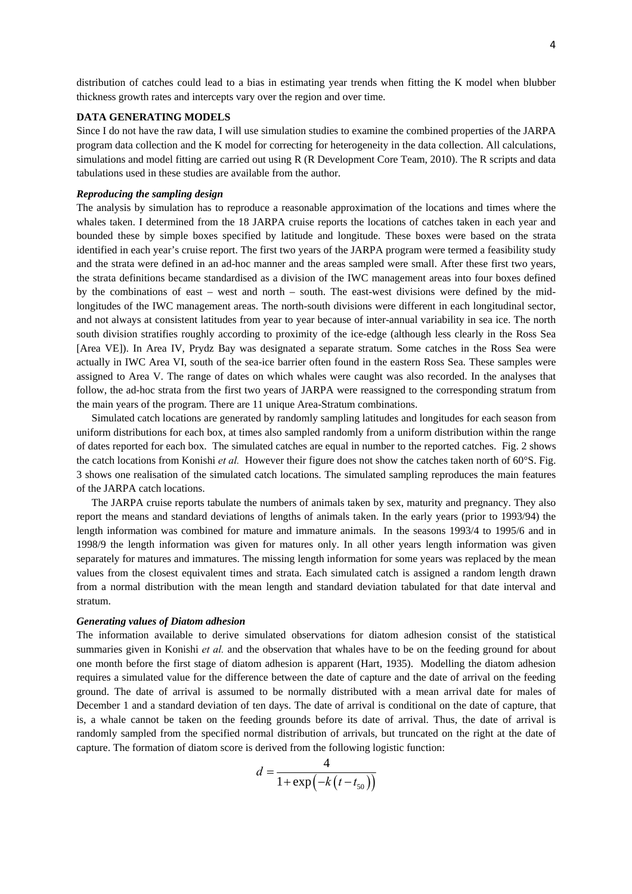distribution of catches could lead to a bias in estimating year trends when fitting the K model when blubber thickness growth rates and intercepts vary over the region and over time.

## DATA GENERATING MODELS

Since I do not have the raw data, I will use simulation studies to examine the combined properties of the JARPA program data collection and the K model for correcting for heterogeneity in the data collection. All calculations, simulations and model fitting are carried out using R (R Development Core Team, 2010). The R scripts and data tabulations used in these studies are available from the author.

### *Reproducing the sampling design*

The analysis by simulation has to reproduce a reasonable approximation of the locations and times where the whales taken. I determined from the 18 JARPA cruise reports the locations of catches taken in each year and bounded these by simple boxes specified by latitude and longitude. These boxes were based on the strata identified in each year's cruise report. The first two years of the JARPA program were termed a feasibility study and the strata were defined in an ad-hoc manner and the areas sampled were small. After these first two years, the strata definitions became standardised as a division of the IWC management areas into four boxes defined by the combinations of east – west and north – south. The east-west divisions were defined by the mid-longitudes of the IWC management areas. The north-south divisions were different in each longitudinal sector, and not always at consistent latitudes from year to year because of inter-annual variability in sea ice. The north south division stratifies roughly according to proximity of the ice-edge (although less clearly in the Ross Sea [Area VE]). In Area IV, Prydz Bay was designated a separate stratum. Some catches in the Ross Sea were actually in IWC Area VI, south of the sea-ice barrier often found in the eastern Ross Sea. These samples were assigned to Area V. The range of dates on which whales were caught was also recorded. In the analyses that follow, the ad-hoc strata from the first two years of JARPA were reassigned to the corresponding stratum from the main years of the program. There are 11 unique Area-Stratum combinations.

Simulated catch locations are generated by randomly sampling latitudes and longitudes for each season from uniform distributions for each box, at times also sampled randomly from a uniform distribution within the range of dates reported for each box. The simulated catches are equal in number to the reported catches. Fig. 2 shows the catch locations from Konishi *et al.* However their figure does not show the catches taken north of 60°S. Fig. 3 shows one realisation of the simulated catch locations. The simulated sampling reproduces the main features of the JARPA catch locations.

The JARPA cruise reports tabulate the numbers of animals taken by sex, maturity and pregnancy. They also report the means and standard deviations of lengths of animals taken. In the early years (prior to 1993/94) the length information was combined for mature and immature animals. In the seasons 1993/4 to 1995/6 and in 1998/9 the length information was given for matures only. In all other years length information was given separately for matures and immatures. The missing length information for some years was replaced by the mean values from the closest equivalent times and strata. Each simulated catch is assigned a random length drawn from a normal distribution with the mean length and standard deviation tabulated for that date interval and stratum.

### *Generating values of Diatom adhesion*

The information available to derive simulated observations for diatom adhesion consist of the statistical summaries given in Konishi *et al.* and the observation that whales have to be on the feeding ground for about one month before the first stage of diatom adhesion is apparent (Hart, 1935). Modelling the diatom adhesion requires a simulated value for the difference between the date of capture and the date of arrival on the feeding ground. The date of arrival is assumed to be normally distributed with a mean arrival date for males of December 1 and a standard deviation of ten days. The date of arrival is conditional on the date of capture, that is, a whale cannot be taken on the feeding grounds before its date of arrival. Thus, the date of arrival is randomly sampled from the specified normal distribution of arrivals, but truncated on the right at the date of capture. The formation of diatom score is derived from the following logistic function:

$$d = \frac{4}{1+\exp\left(-k\left(t-t_{50}\right)\right)}$$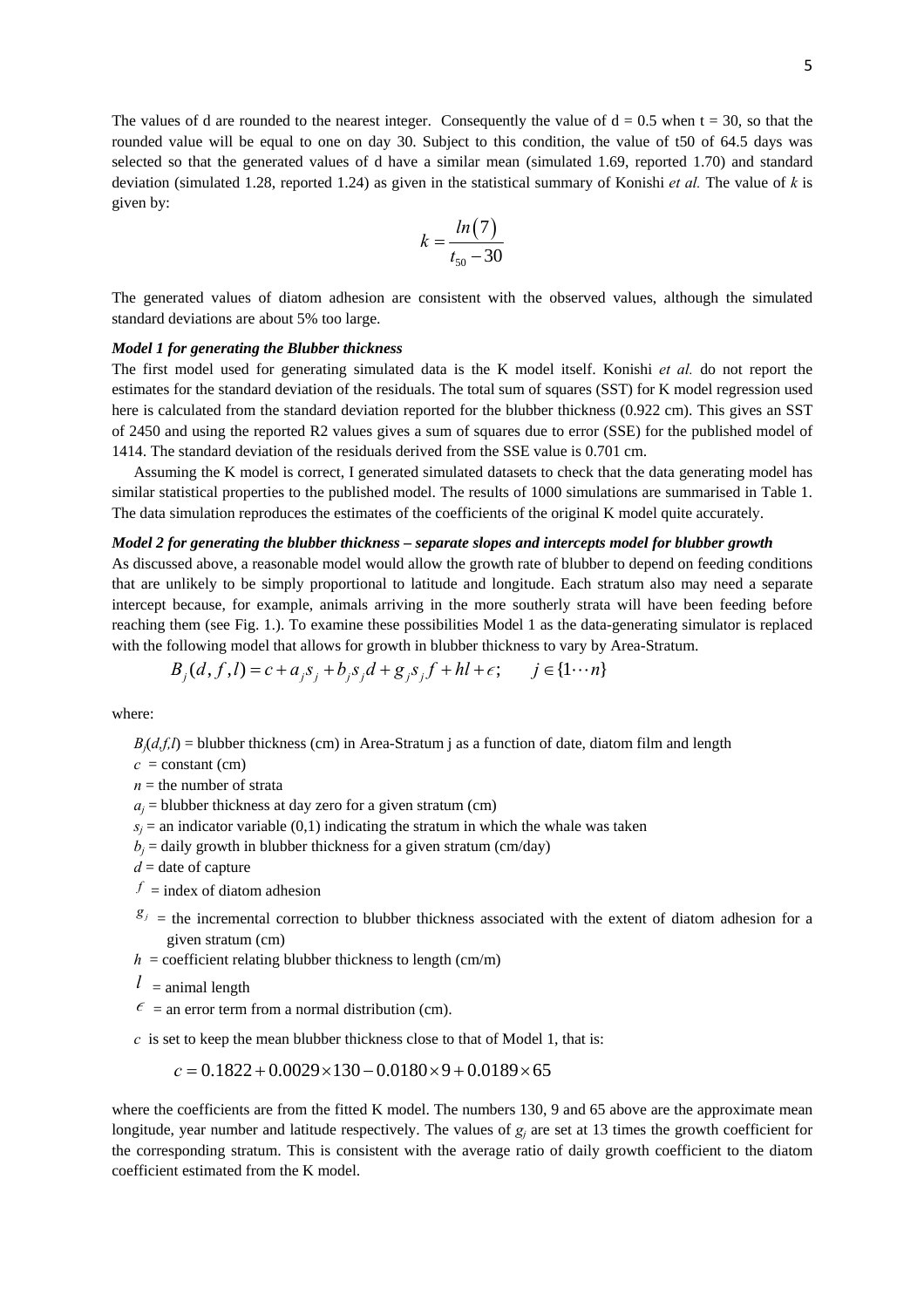The values of d are rounded to the nearest integer. Consequently the value of d = 0.5 when t = 30, so that the rounded value will be equal to one on day 30. Subject to this condition, the value of t50 of 64.5 days was selected so that the generated values of d have a similar mean (simulated 1.69, reported 1.70) and standard deviation (simulated 1.28, reported 1.24) as given in the statistical summary of Konishi *et al.* The value of $k$ is given by:

$$k = \frac{ln(7)}{t_{50} - 30}$$

The generated values of diatom adhesion are consistent with the observed values, although the simulated standard deviations are about 5% too large.

***Model 1 for generating the Blubber thickness***

The first model used for generating simulated data is the K model itself. Konishi *et al.* do not report the estimates for the standard deviation of the residuals. The total sum of squares (SST) for K model regression used here is calculated from the standard deviation reported for the blubber thickness (0.922 cm). This gives an SST of 2450 and using the reported R2 values gives a sum of squares due to error (SSE) for the published model of 1414. The standard deviation of the residuals derived from the SSE value is 0.701 cm.

Assuming the K model is correct, I generated simulated datasets to check that the data generating model has similar statistical properties to the published model. The results of 1000 simulations are summarised in Table 1. The data simulation reproduces the estimates of the coefficients of the original K model quite accurately.

***Model 2 for generating the blubber thickness – separate slopes and intercepts model for blubber growth***

As discussed above, a reasonable model would allow the growth rate of blubber to depend on feeding conditions that are unlikely to be simply proportional to latitude and longitude. Each stratum also may need a separate intercept because, for example, animals arriving in the more southerly strata will have been feeding before reaching them (see Fig. 1.). To examine these possibilities Model 1 as the data-generating simulator is replaced with the following model that allows for growth in blubber thickness to vary by Area-Stratum.

$$B_j(d, f, l) = c + a_j s_j + b_j s_j d + g_j s_j f + hl + \epsilon; \qquad j \in \{1 \cdots n\}$$

where:

$B_j(d,f,l)$ = blubber thickness (cm) in Area-Stratum j as a function of date, diatom film and length

$c$ = constant (cm)

$n$ = the number of strata

$a_j$ = blubber thickness at day zero for a given stratum (cm)

$s_j$ = an indicator variable (0,1) indicating the stratum in which the whale was taken

$b_j$ = daily growth in blubber thickness for a given stratum (cm/day)

$d$ = date of capture

$f$ = index of diatom adhesion

$g_j$ = the incremental correction to blubber thickness associated with the extent of diatom adhesion for a given stratum (cm)

$h$ = coefficient relating blubber thickness to length (cm/m)

$l$ = animal length

$\epsilon$ = an error term from a normal distribution (cm).

$c$ is set to keep the mean blubber thickness close to that of Model 1, that is:

$$c = 0.1822 + 0.0029 \times 130 - 0.0180 \times 9 + 0.0189 \times 65$$

where the coefficients are from the fitted K model. The numbers 130, 9 and 65 above are the approximate mean longitude, year number and latitude respectively. The values of $g_j$ are set at 13 times the growth coefficient for the corresponding stratum. This is consistent with the average ratio of daily growth coefficient to the diatom coefficient estimated from the K model.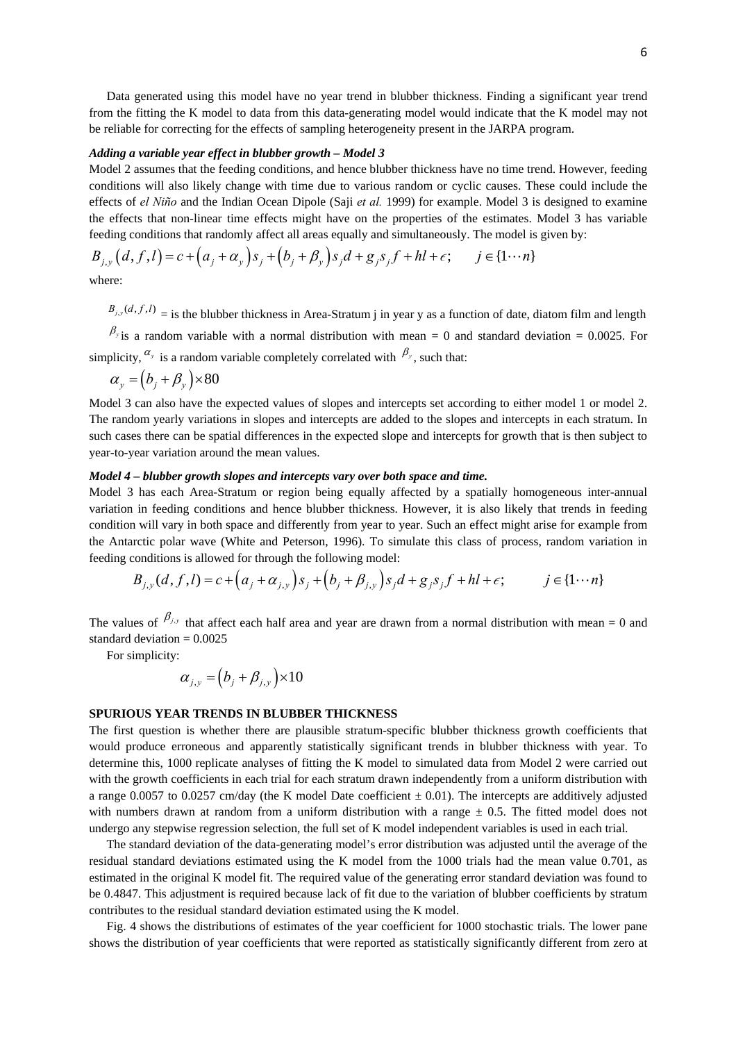Data generated using this model have no year trend in blubber thickness. Finding a significant year trend from the fitting the K model to data from this data-generating model would indicate that the K model may not be reliable for correcting for the effects of sampling heterogeneity present in the JARPA program.

***Adding a variable year effect in blubber growth – Model 3***

Model 2 assumes that the feeding conditions, and hence blubber thickness have no time trend. However, feeding conditions will also likely change with time due to various random or cyclic causes. These could include the effects of *el Niño* and the Indian Ocean Dipole (Saji *et al.* 1999) for example. Model 3 is designed to examine the effects that non-linear time effects might have on the properties of the estimates. Model 3 has variable feeding conditions that randomly affect all areas equally and simultaneously. The model is given by:

$$B_{j,y}(d,f,l) = c + (a_j + \alpha_y)s_j + (b_j + \beta_y)s_j d + g_j s_j f + hl + \epsilon; \qquad j \in \{1 \cdots n\}$$

where:

$B_{j,y}(d,f,l)$ = is the blubber thickness in Area-Stratum j in year y as a function of date, diatom film and length

$\beta_y$ is a random variable with a normal distribution with mean = 0 and standard deviation = 0.0025. For simplicity, $\alpha_y$ is a random variable completely correlated with $\beta_y$, such that:

$$\alpha_y = (b_j + \beta_y) \times 80$$

Model 3 can also have the expected values of slopes and intercepts set according to either model 1 or model 2. The random yearly variations in slopes and intercepts are added to the slopes and intercepts in each stratum. In such cases there can be spatial differences in the expected slope and intercepts for growth that is then subject to year-to-year variation around the mean values.

***Model 4 – blubber growth slopes and intercepts vary over both space and time.***

Model 3 has each Area-Stratum or region being equally affected by a spatially homogeneous inter-annual variation in feeding conditions and hence blubber thickness. However, it is also likely that trends in feeding condition will vary in both space and differently from year to year. Such an effect might arise for example from the Antarctic polar wave (White and Peterson, 1996). To simulate this class of process, random variation in feeding conditions is allowed for through the following model:

$$B_{j,y}(d,f,l) = c + (a_j + \alpha_{j,y})s_j + (b_j + \beta_{j,y})s_j d + g_j s_j f + hl + \epsilon; \qquad j \in \{1 \cdots n\}$$

The values of $\beta_{j,y}$ that affect each half area and year are drawn from a normal distribution with mean = 0 and standard deviation = 0.0025

For simplicity:

$$\alpha_{j,y} = (b_j + \beta_{j,y}) \times 10$$

## SPURIOUS YEAR TRENDS IN BLUBBER THICKNESS

The first question is whether there are plausible stratum-specific blubber thickness growth coefficients that would produce erroneous and apparently statistically significant trends in blubber thickness with year. To determine this, 1000 replicate analyses of fitting the K model to simulated data from Model 2 were carried out with the growth coefficients in each trial for each stratum drawn independently from a uniform distribution with a range 0.0057 to 0.0257 cm/day (the K model Date coefficient ± 0.01). The intercepts are additively adjusted with numbers drawn at random from a uniform distribution with a range ± 0.5. The fitted model does not undergo any stepwise regression selection, the full set of K model independent variables is used in each trial.

The standard deviation of the data-generating model's error distribution was adjusted until the average of the residual standard deviations estimated using the K model from the 1000 trials had the mean value 0.701, as estimated in the original K model fit. The required value of the generating error standard deviation was found to be 0.4847. This adjustment is required because lack of fit due to the variation of blubber coefficients by stratum contributes to the residual standard deviation estimated using the K model.

Fig. 4 shows the distributions of estimates of the year coefficient for 1000 stochastic trials. The lower pane shows the distribution of year coefficients that were reported as statistically significantly different from zero at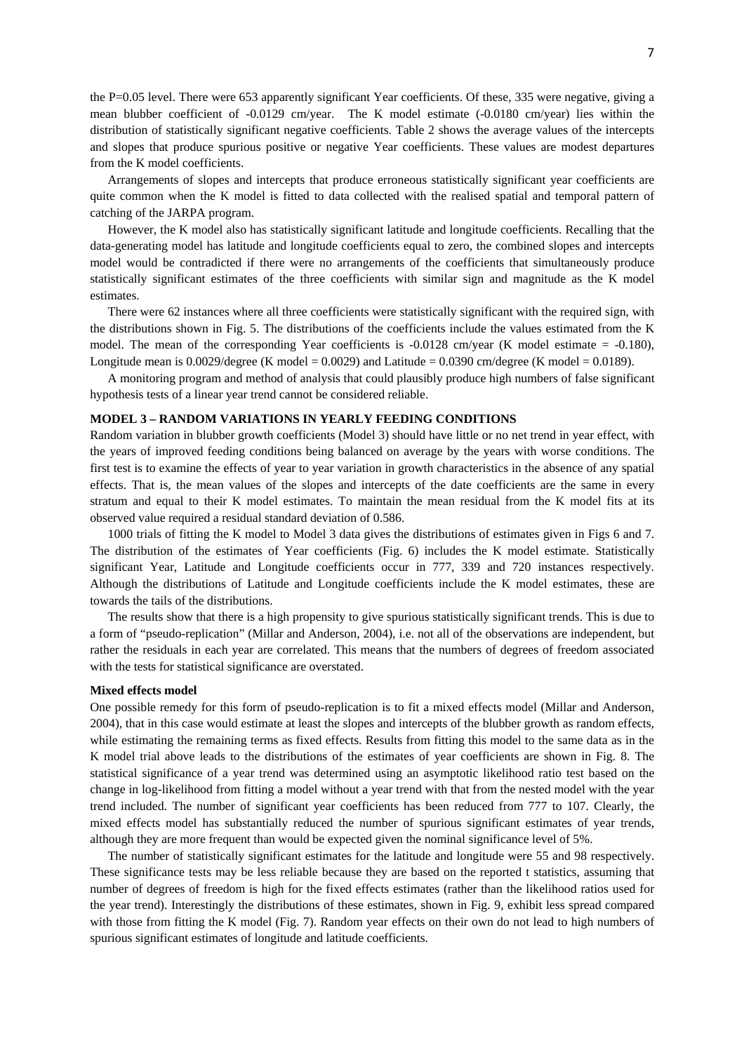the P=0.05 level. There were 653 apparently significant Year coefficients. Of these, 335 were negative, giving a mean blubber coefficient of -0.0129 cm/year. The K model estimate (-0.0180 cm/year) lies within the distribution of statistically significant negative coefficients. Table 2 shows the average values of the intercepts and slopes that produce spurious positive or negative Year coefficients. These values are modest departures from the K model coefficients.

Arrangements of slopes and intercepts that produce erroneous statistically significant year coefficients are quite common when the K model is fitted to data collected with the realised spatial and temporal pattern of catching of the JARPA program.

However, the K model also has statistically significant latitude and longitude coefficients. Recalling that the data-generating model has latitude and longitude coefficients equal to zero, the combined slopes and intercepts model would be contradicted if there were no arrangements of the coefficients that simultaneously produce statistically significant estimates of the three coefficients with similar sign and magnitude as the K model estimates.

There were 62 instances where all three coefficients were statistically significant with the required sign, with the distributions shown in Fig. 5. The distributions of the coefficients include the values estimated from the K model. The mean of the corresponding Year coefficients is -0.0128 cm/year (K model estimate = -0.180), Longitude mean is 0.0029/degree (K model = 0.0029) and Latitude = 0.0390 cm/degree (K model = 0.0189).

A monitoring program and method of analysis that could plausibly produce high numbers of false significant hypothesis tests of a linear year trend cannot be considered reliable.

## MODEL 3 – RANDOM VARIATIONS IN YEARLY FEEDING CONDITIONS

Random variation in blubber growth coefficients (Model 3) should have little or no net trend in year effect, with the years of improved feeding conditions being balanced on average by the years with worse conditions. The first test is to examine the effects of year to year variation in growth characteristics in the absence of any spatial effects. That is, the mean values of the slopes and intercepts of the date coefficients are the same in every stratum and equal to their K model estimates. To maintain the mean residual from the K model fits at its observed value required a residual standard deviation of 0.586.

1000 trials of fitting the K model to Model 3 data gives the distributions of estimates given in Figs 6 and 7. The distribution of the estimates of Year coefficients (Fig. 6) includes the K model estimate. Statistically significant Year, Latitude and Longitude coefficients occur in 777, 339 and 720 instances respectively. Although the distributions of Latitude and Longitude coefficients include the K model estimates, these are towards the tails of the distributions.

The results show that there is a high propensity to give spurious statistically significant trends. This is due to a form of "pseudo-replication" (Millar and Anderson, 2004), i.e. not all of the observations are independent, but rather the residuals in each year are correlated. This means that the numbers of degrees of freedom associated with the tests for statistical significance are overstated.

### Mixed effects model

One possible remedy for this form of pseudo-replication is to fit a mixed effects model (Millar and Anderson, 2004), that in this case would estimate at least the slopes and intercepts of the blubber growth as random effects, while estimating the remaining terms as fixed effects. Results from fitting this model to the same data as in the K model trial above leads to the distributions of the estimates of year coefficients are shown in Fig. 8. The statistical significance of a year trend was determined using an asymptotic likelihood ratio test based on the change in log-likelihood from fitting a model without a year trend with that from the nested model with the year trend included. The number of significant year coefficients has been reduced from 777 to 107. Clearly, the mixed effects model has substantially reduced the number of spurious significant estimates of year trends, although they are more frequent than would be expected given the nominal significance level of 5%.

The number of statistically significant estimates for the latitude and longitude were 55 and 98 respectively. These significance tests may be less reliable because they are based on the reported t statistics, assuming that number of degrees of freedom is high for the fixed effects estimates (rather than the likelihood ratios used for the year trend). Interestingly the distributions of these estimates, shown in Fig. 9, exhibit less spread compared with those from fitting the K model (Fig. 7). Random year effects on their own do not lead to high numbers of spurious significant estimates of longitude and latitude coefficients.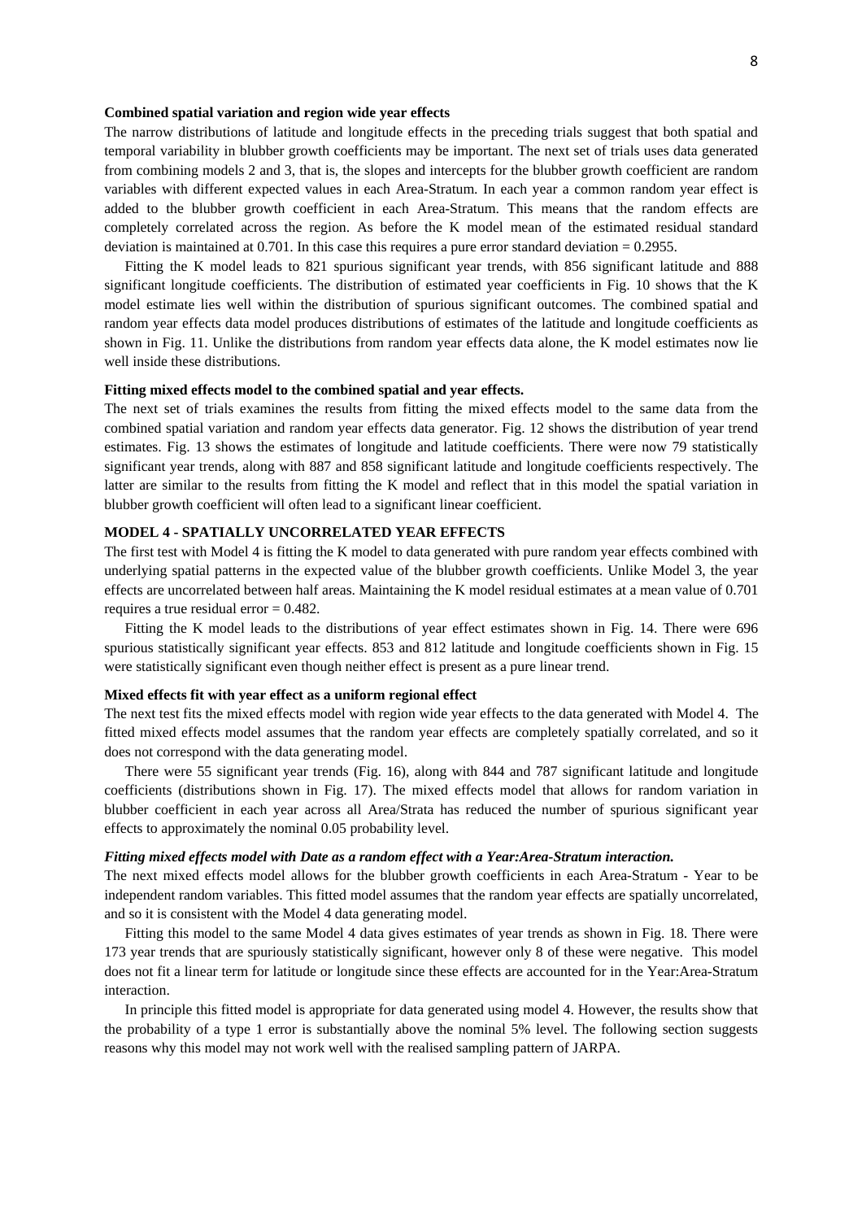**Combined spatial variation and region wide year effects**

The narrow distributions of latitude and longitude effects in the preceding trials suggest that both spatial and temporal variability in blubber growth coefficients may be important. The next set of trials uses data generated from combining models 2 and 3, that is, the slopes and intercepts for the blubber growth coefficient are random variables with different expected values in each Area-Stratum. In each year a common random year effect is added to the blubber growth coefficient in each Area-Stratum. This means that the random effects are completely correlated across the region. As before the K model mean of the estimated residual standard deviation is maintained at 0.701. In this case this requires a pure error standard deviation = 0.2955.

Fitting the K model leads to 821 spurious significant year trends, with 856 significant latitude and 888 significant longitude coefficients. The distribution of estimated year coefficients in Fig. 10 shows that the K model estimate lies well within the distribution of spurious significant outcomes. The combined spatial and random year effects data model produces distributions of estimates of the latitude and longitude coefficients as shown in Fig. 11. Unlike the distributions from random year effects data alone, the K model estimates now lie well inside these distributions.

**Fitting mixed effects model to the combined spatial and year effects.**

The next set of trials examines the results from fitting the mixed effects model to the same data from the combined spatial variation and random year effects data generator. Fig. 12 shows the distribution of year trend estimates. Fig. 13 shows the estimates of longitude and latitude coefficients. There were now 79 statistically significant year trends, along with 887 and 858 significant latitude and longitude coefficients respectively. The latter are similar to the results from fitting the K model and reflect that in this model the spatial variation in blubber growth coefficient will often lead to a significant linear coefficient.

**MODEL 4 - SPATIALLY UNCORRELATED YEAR EFFECTS**

The first test with Model 4 is fitting the K model to data generated with pure random year effects combined with underlying spatial patterns in the expected value of the blubber growth coefficients. Unlike Model 3, the year effects are uncorrelated between half areas. Maintaining the K model residual estimates at a mean value of 0.701 requires a true residual error = 0.482.

Fitting the K model leads to the distributions of year effect estimates shown in Fig. 14. There were 696 spurious statistically significant year effects. 853 and 812 latitude and longitude coefficients shown in Fig. 15 were statistically significant even though neither effect is present as a pure linear trend.

**Mixed effects fit with year effect as a uniform regional effect**

The next test fits the mixed effects model with region wide year effects to the data generated with Model 4. The fitted mixed effects model assumes that the random year effects are completely spatially correlated, and so it does not correspond with the data generating model.

There were 55 significant year trends (Fig. 16), along with 844 and 787 significant latitude and longitude coefficients (distributions shown in Fig. 17). The mixed effects model that allows for random variation in blubber coefficient in each year across all Area/Strata has reduced the number of spurious significant year effects to approximately the nominal 0.05 probability level.

***Fitting mixed effects model with Date as a random effect with a Year:Area-Stratum interaction.***

The next mixed effects model allows for the blubber growth coefficients in each Area-Stratum - Year to be independent random variables. This fitted model assumes that the random year effects are spatially uncorrelated, and so it is consistent with the Model 4 data generating model.

Fitting this model to the same Model 4 data gives estimates of year trends as shown in Fig. 18. There were 173 year trends that are spuriously statistically significant, however only 8 of these were negative. This model does not fit a linear term for latitude or longitude since these effects are accounted for in the Year:Area-Stratum interaction.

In principle this fitted model is appropriate for data generated using model 4. However, the results show that the probability of a type 1 error is substantially above the nominal 5% level. The following section suggests reasons why this model may not work well with the realised sampling pattern of JARPA.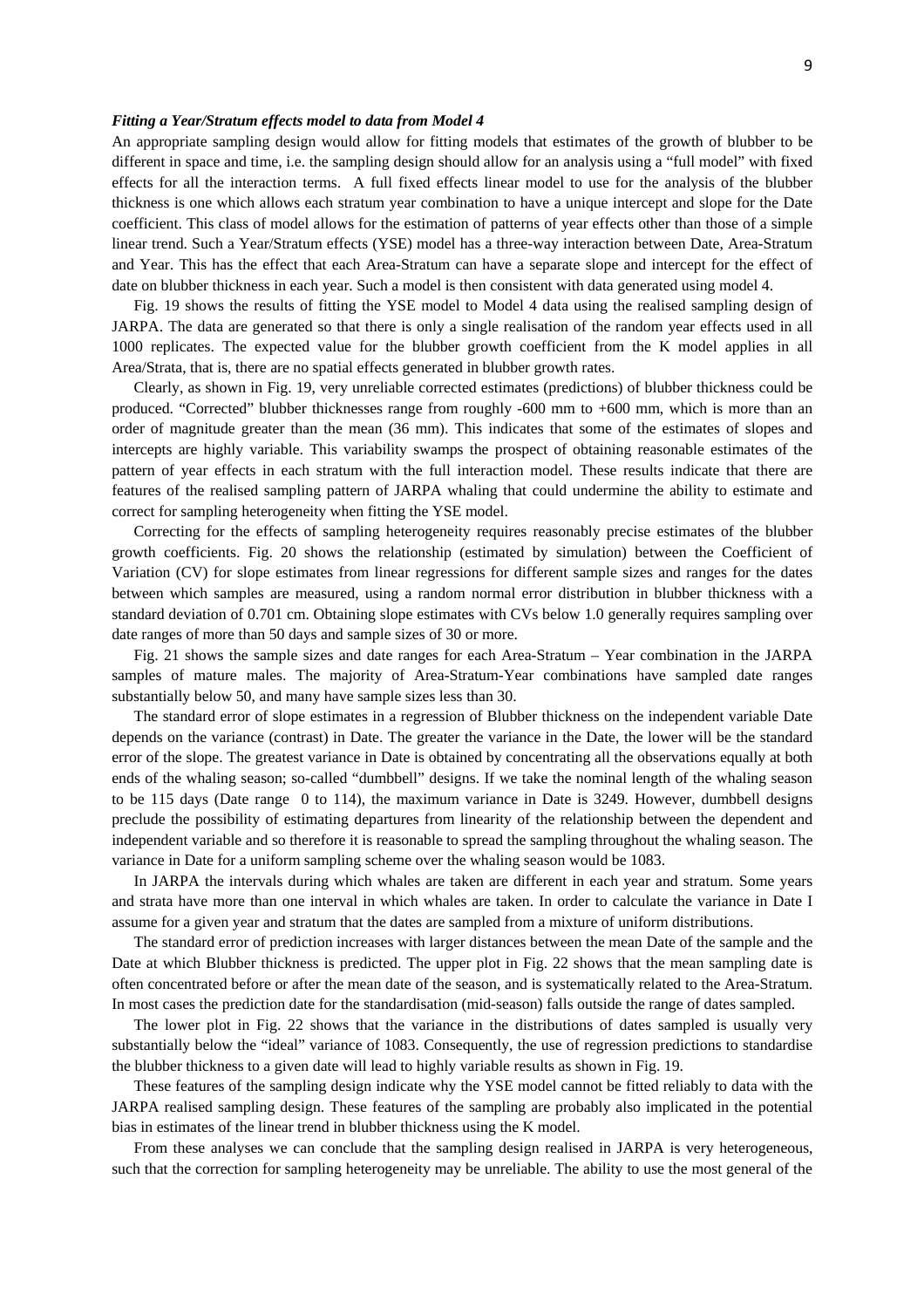#### *Fitting a Year/Stratum effects model to data from Model 4*

An appropriate sampling design would allow for fitting models that estimates of the growth of blubber to be different in space and time, i.e. the sampling design should allow for an analysis using a "full model" with fixed effects for all the interaction terms. A full fixed effects linear model to use for the analysis of the blubber thickness is one which allows each stratum year combination to have a unique intercept and slope for the Date coefficient. This class of model allows for the estimation of patterns of year effects other than those of a simple linear trend. Such a Year/Stratum effects (YSE) model has a three-way interaction between Date, Area-Stratum and Year. This has the effect that each Area-Stratum can have a separate slope and intercept for the effect of date on blubber thickness in each year. Such a model is then consistent with data generated using model 4.

Fig. 19 shows the results of fitting the YSE model to Model 4 data using the realised sampling design of JARPA. The data are generated so that there is only a single realisation of the random year effects used in all 1000 replicates. The expected value for the blubber growth coefficient from the K model applies in all Area/Strata, that is, there are no spatial effects generated in blubber growth rates.

Clearly, as shown in Fig. 19, very unreliable corrected estimates (predictions) of blubber thickness could be produced. "Corrected" blubber thicknesses range from roughly -600 mm to +600 mm, which is more than an order of magnitude greater than the mean (36 mm). This indicates that some of the estimates of slopes and intercepts are highly variable. This variability swamps the prospect of obtaining reasonable estimates of the pattern of year effects in each stratum with the full interaction model. These results indicate that there are features of the realised sampling pattern of JARPA whaling that could undermine the ability to estimate and correct for sampling heterogeneity when fitting the YSE model.

Correcting for the effects of sampling heterogeneity requires reasonably precise estimates of the blubber growth coefficients. Fig. 20 shows the relationship (estimated by simulation) between the Coefficient of Variation (CV) for slope estimates from linear regressions for different sample sizes and ranges for the dates between which samples are measured, using a random normal error distribution in blubber thickness with a standard deviation of 0.701 cm. Obtaining slope estimates with CVs below 1.0 generally requires sampling over date ranges of more than 50 days and sample sizes of 30 or more.

Fig. 21 shows the sample sizes and date ranges for each Area-Stratum – Year combination in the JARPA samples of mature males. The majority of Area-Stratum-Year combinations have sampled date ranges substantially below 50, and many have sample sizes less than 30.

The standard error of slope estimates in a regression of Blubber thickness on the independent variable Date depends on the variance (contrast) in Date. The greater the variance in the Date, the lower will be the standard error of the slope. The greatest variance in Date is obtained by concentrating all the observations equally at both ends of the whaling season; so-called "dumbbell" designs. If we take the nominal length of the whaling season to be 115 days (Date range 0 to 114), the maximum variance in Date is 3249. However, dumbbell designs preclude the possibility of estimating departures from linearity of the relationship between the dependent and independent variable and so therefore it is reasonable to spread the sampling throughout the whaling season. The variance in Date for a uniform sampling scheme over the whaling season would be 1083.

In JARPA the intervals during which whales are taken are different in each year and stratum. Some years and strata have more than one interval in which whales are taken. In order to calculate the variance in Date I assume for a given year and stratum that the dates are sampled from a mixture of uniform distributions.

The standard error of prediction increases with larger distances between the mean Date of the sample and the Date at which Blubber thickness is predicted. The upper plot in Fig. 22 shows that the mean sampling date is often concentrated before or after the mean date of the season, and is systematically related to the Area-Stratum. In most cases the prediction date for the standardisation (mid-season) falls outside the range of dates sampled.

The lower plot in Fig. 22 shows that the variance in the distributions of dates sampled is usually very substantially below the "ideal" variance of 1083. Consequently, the use of regression predictions to standardise the blubber thickness to a given date will lead to highly variable results as shown in Fig. 19.

These features of the sampling design indicate why the YSE model cannot be fitted reliably to data with the JARPA realised sampling design. These features of the sampling are probably also implicated in the potential bias in estimates of the linear trend in blubber thickness using the K model.

From these analyses we can conclude that the sampling design realised in JARPA is very heterogeneous, such that the correction for sampling heterogeneity may be unreliable. The ability to use the most general of the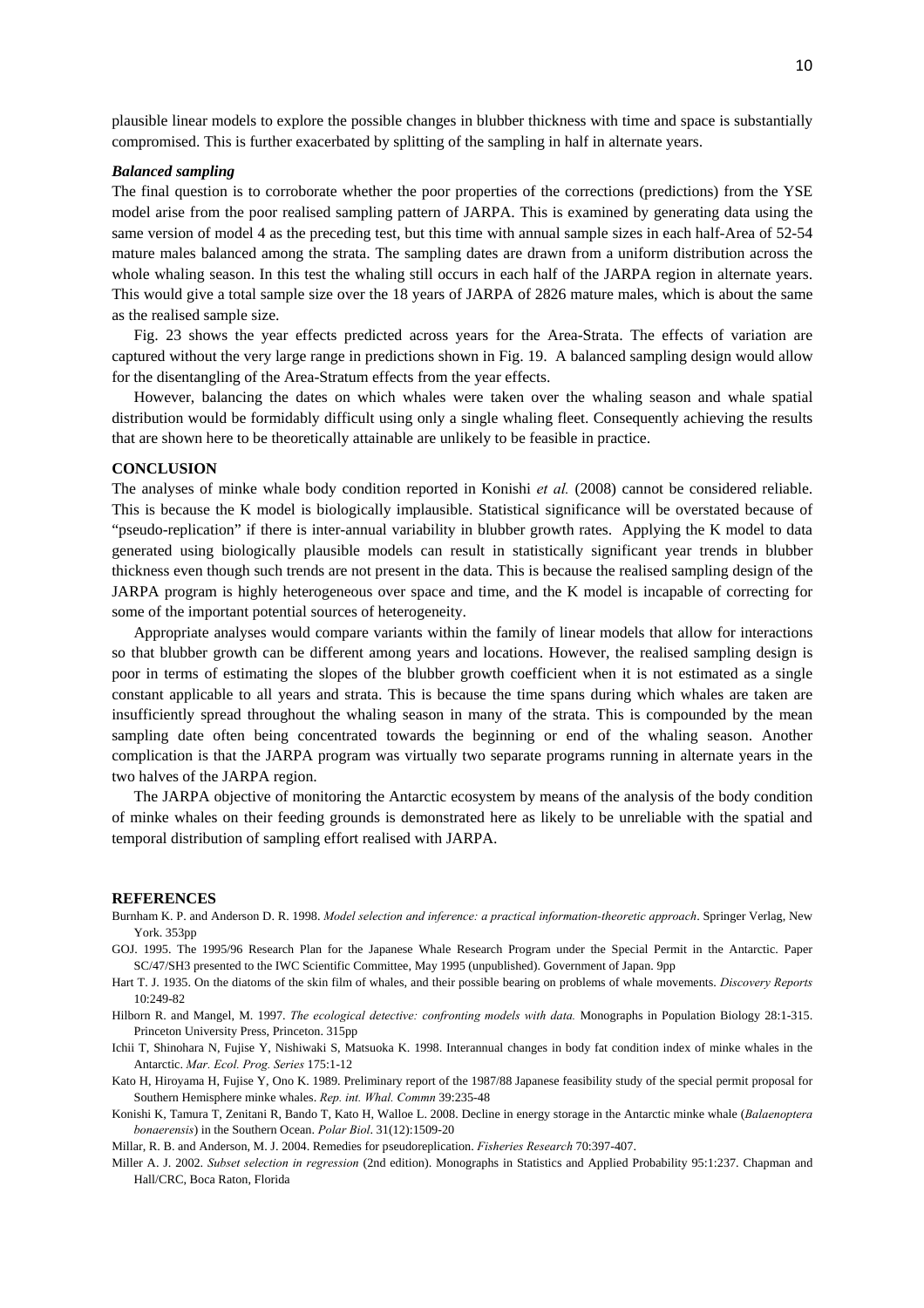plausible linear models to explore the possible changes in blubber thickness with time and space is substantially compromised. This is further exacerbated by splitting of the sampling in half in alternate years.

### *Balanced sampling*

The final question is to corroborate whether the poor properties of the corrections (predictions) from the YSE model arise from the poor realised sampling pattern of JARPA. This is examined by generating data using the same version of model 4 as the preceding test, but this time with annual sample sizes in each half-Area of 52-54 mature males balanced among the strata. The sampling dates are drawn from a uniform distribution across the whole whaling season. In this test the whaling still occurs in each half of the JARPA region in alternate years. This would give a total sample size over the 18 years of JARPA of 2826 mature males, which is about the same as the realised sample size.

Fig. 23 shows the year effects predicted across years for the Area-Strata. The effects of variation are captured without the very large range in predictions shown in Fig. 19. A balanced sampling design would allow for the disentangling of the Area-Stratum effects from the year effects.

However, balancing the dates on which whales were taken over the whaling season and whale spatial distribution would be formidably difficult using only a single whaling fleet. Consequently achieving the results that are shown here to be theoretically attainable are unlikely to be feasible in practice.

## CONCLUSION

The analyses of minke whale body condition reported in Konishi *et al.* (2008) cannot be considered reliable. This is because the K model is biologically implausible. Statistical significance will be overstated because of "pseudo-replication" if there is inter-annual variability in blubber growth rates. Applying the K model to data generated using biologically plausible models can result in statistically significant year trends in blubber thickness even though such trends are not present in the data. This is because the realised sampling design of the JARPA program is highly heterogeneous over space and time, and the K model is incapable of correcting for some of the important potential sources of heterogeneity.

Appropriate analyses would compare variants within the family of linear models that allow for interactions so that blubber growth can be different among years and locations. However, the realised sampling design is poor in terms of estimating the slopes of the blubber growth coefficient when it is not estimated as a single constant applicable to all years and strata. This is because the time spans during which whales are taken are insufficiently spread throughout the whaling season in many of the strata. This is compounded by the mean sampling date often being concentrated towards the beginning or end of the whaling season. Another complication is that the JARPA program was virtually two separate programs running in alternate years in the two halves of the JARPA region.

The JARPA objective of monitoring the Antarctic ecosystem by means of the analysis of the body condition of minke whales on their feeding grounds is demonstrated here as likely to be unreliable with the spatial and temporal distribution of sampling effort realised with JARPA.

## REFERENCES

Burnham K. P. and Anderson D. R. 1998. *Model selection and inference: a practical information-theoretic approach*. Springer Verlag, New York. 353pp

GOJ. 1995. The 1995/96 Research Plan for the Japanese Whale Research Program under the Special Permit in the Antarctic. Paper SC/47/SH3 presented to the IWC Scientific Committee, May 1995 (unpublished). Government of Japan. 9pp

Hart T. J. 1935. On the diatoms of the skin film of whales, and their possible bearing on problems of whale movements. *Discovery Reports* 10:249-82

Hilborn R. and Mangel, M. 1997. *The ecological detective: confronting models with data.* Monographs in Population Biology 28:1-315. Princeton University Press, Princeton. 315pp

Ichii T, Shinohara N, Fujise Y, Nishiwaki S, Matsuoka K. 1998. Interannual changes in body fat condition index of minke whales in the Antarctic. *Mar. Ecol. Prog. Series* 175:1-12

Kato H, Hiroyama H, Fujise Y, Ono K. 1989. Preliminary report of the 1987/88 Japanese feasibility study of the special permit proposal for Southern Hemisphere minke whales. *Rep. int. Whal. Commn* 39:235-48

Konishi K, Tamura T, Zenitani R, Bando T, Kato H, Walloe L. 2008. Decline in energy storage in the Antarctic minke whale (*Balaenoptera bonaerensis*) in the Southern Ocean. *Polar Biol*. 31(12):1509-20

Millar, R. B. and Anderson, M. J. 2004. Remedies for pseudoreplication. *Fisheries Research* 70:397-407.

Miller A. J. 2002. *Subset selection in regression* (2nd edition). Monographs in Statistics and Applied Probability 95:1:237. Chapman and Hall/CRC, Boca Raton, Florida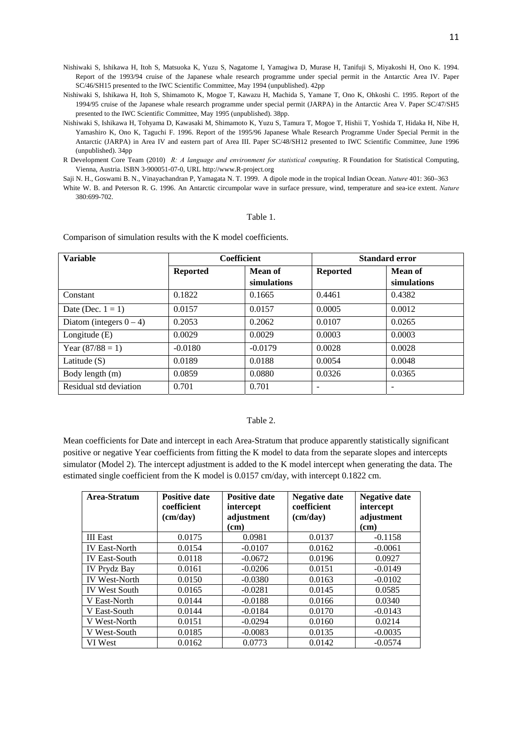Nishiwaki S, Ishikawa H, Itoh S, Matsuoka K, Yuzu S, Nagatome I, Yamagiwa D, Murase H, Tanifuji S, Miyakoshi H, Ono K. 1994. Report of the 1993/94 cruise of the Japanese whale research programme under special permit in the Antarctic Area IV. Paper SC/46/SH15 presented to the IWC Scientific Committee, May 1994 (unpublished). 42pp

Nishiwaki S, Ishikawa H, Itoh S, Shimamoto K, Mogoe T, Kawazu H, Machida S, Yamane T, Ono K, Ohkoshi C. 1995. Report of the 1994/95 cruise of the Japanese whale research programme under special permit (JARPA) in the Antarctic Area V. Paper SC/47/SH5 presented to the IWC Scientific Committee, May 1995 (unpublished). 38pp.

Nishiwaki S, Ishikawa H, Tohyama D, Kawasaki M, Shimamoto K, Yuzu S, Tamura T, Mogoe T, Hishii T, Yoshida T, Hidaka H, Nibe H, Yamashiro K, Ono K, Taguchi F. 1996. Report of the 1995/96 Japanese Whale Research Programme Under Special Permit in the Antarctic (JARPA) in Area IV and eastern part of Area III. Paper SC/48/SH12 presented to IWC Scientific Committee, June 1996 (unpublished). 34pp

R Development Core Team (2010) *R: A language and environment for statistical computing*. R Foundation for Statistical Computing, Vienna, Austria. ISBN 3-900051-07-0, URL http://www.R-project.org

Saji N. H., Goswami B. N., Vinayachandran P, Yamagata N. T. 1999. A dipole mode in the tropical Indian Ocean. *Nature* 401: 360–363

White W. B. and Peterson R. G. 1996. An Antarctic circumpolar wave in surface pressure, wind, temperature and sea-ice extent. *Nature* 380:699-702.

Table 1.

Comparison of simulation results with the K model coefficients.

| **Variable** | **Coefficient** | | **Standard error** | |
|---|---|---|---|---|
| | **Reported** | **Mean of simulations** | **Reported** | **Mean of simulations** |
| Constant | 0.1822 | 0.1665 | 0.4461 | 0.4382 |
| Date (Dec. 1 = 1) | 0.0157 | 0.0157 | 0.0005 | 0.0012 |
| Diatom (integers 0 – 4) | 0.2053 | 0.2062 | 0.0107 | 0.0265 |
| Longitude (E) | 0.0029 | 0.0029 | 0.0003 | 0.0003 |
| Year (87/88 = 1) | -0.0180 | -0.0179 | 0.0028 | 0.0028 |
| Latitude (S) | 0.0189 | 0.0188 | 0.0054 | 0.0048 |
| Body length (m) | 0.0859 | 0.0880 | 0.0326 | 0.0365 |
| Residual std deviation | 0.701 | 0.701 | - | - |

Table 2.

Mean coefficients for Date and intercept in each Area-Stratum that produce apparently statistically significant positive or negative Year coefficients from fitting the K model to data from the separate slopes and intercepts simulator (Model 2). The intercept adjustment is added to the K model intercept when generating the data. The estimated single coefficient from the K model is 0.0157 cm/day, with intercept 0.1822 cm.

| **Area-Stratum** | **Positive date coefficient (cm/day)** | **Positive date intercept adjustment (cm)** | **Negative date coefficient (cm/day)** | **Negative date intercept adjustment (cm)** |
|---|---|---|---|---|
| III East | 0.0175 | 0.0981 | 0.0137 | -0.1158 |
| IV East-North | 0.0154 | -0.0107 | 0.0162 | -0.0061 |
| IV East-South | 0.0118 | -0.0672 | 0.0196 | 0.0927 |
| IV Prydz Bay | 0.0161 | -0.0206 | 0.0151 | -0.0149 |
| IV West-North | 0.0150 | -0.0380 | 0.0163 | -0.0102 |
| IV West South | 0.0165 | -0.0281 | 0.0145 | 0.0585 |
| V East-North | 0.0144 | -0.0188 | 0.0166 | 0.0340 |
| V East-South | 0.0144 | -0.0184 | 0.0170 | -0.0143 |
| V West-North | 0.0151 | -0.0294 | 0.0160 | 0.0214 |
| V West-South | 0.0185 | -0.0083 | 0.0135 | -0.0035 |
| VI West | 0.0162 | 0.0773 | 0.0142 | -0.0574 |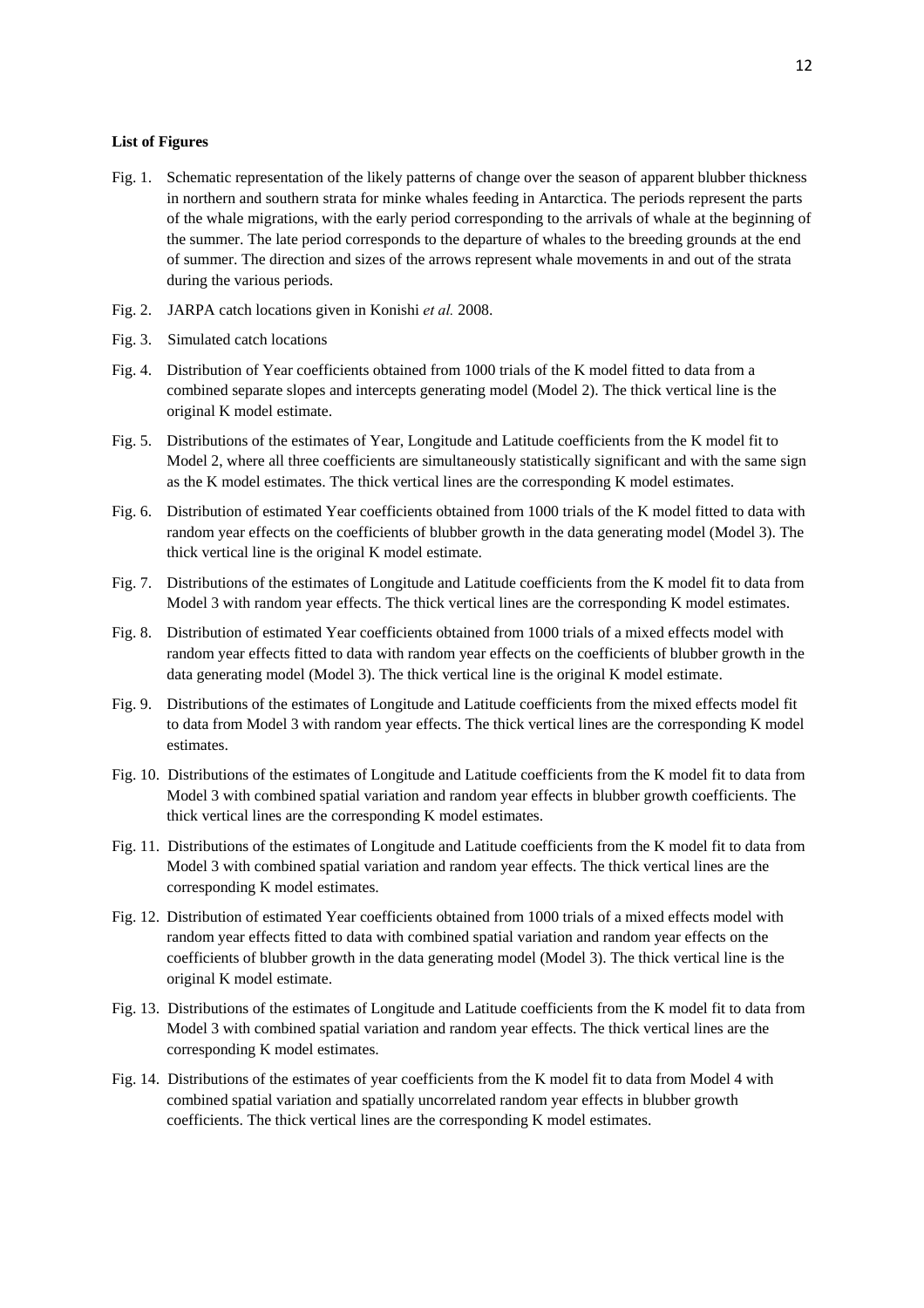**List of Figures**

Fig. 1. Schematic representation of the likely patterns of change over the season of apparent blubber thickness in northern and southern strata for minke whales feeding in Antarctica. The periods represent the parts of the whale migrations, with the early period corresponding to the arrivals of whale at the beginning of the summer. The late period corresponds to the departure of whales to the breeding grounds at the end of summer. The direction and sizes of the arrows represent whale movements in and out of the strata during the various periods.

Fig. 2. JARPA catch locations given in Konishi *et al.* 2008.

Fig. 3. Simulated catch locations

Fig. 4. Distribution of Year coefficients obtained from 1000 trials of the K model fitted to data from a combined separate slopes and intercepts generating model (Model 2). The thick vertical line is the original K model estimate.

Fig. 5. Distributions of the estimates of Year, Longitude and Latitude coefficients from the K model fit to Model 2, where all three coefficients are simultaneously statistically significant and with the same sign as the K model estimates. The thick vertical lines are the corresponding K model estimates.

Fig. 6. Distribution of estimated Year coefficients obtained from 1000 trials of the K model fitted to data with random year effects on the coefficients of blubber growth in the data generating model (Model 3). The thick vertical line is the original K model estimate.

Fig. 7. Distributions of the estimates of Longitude and Latitude coefficients from the K model fit to data from Model 3 with random year effects. The thick vertical lines are the corresponding K model estimates.

Fig. 8. Distribution of estimated Year coefficients obtained from 1000 trials of a mixed effects model with random year effects fitted to data with random year effects on the coefficients of blubber growth in the data generating model (Model 3). The thick vertical line is the original K model estimate.

Fig. 9. Distributions of the estimates of Longitude and Latitude coefficients from the mixed effects model fit to data from Model 3 with random year effects. The thick vertical lines are the corresponding K model estimates.

Fig. 10. Distributions of the estimates of Longitude and Latitude coefficients from the K model fit to data from Model 3 with combined spatial variation and random year effects in blubber growth coefficients. The thick vertical lines are the corresponding K model estimates.

Fig. 11. Distributions of the estimates of Longitude and Latitude coefficients from the K model fit to data from Model 3 with combined spatial variation and random year effects. The thick vertical lines are the corresponding K model estimates.

Fig. 12. Distribution of estimated Year coefficients obtained from 1000 trials of a mixed effects model with random year effects fitted to data with combined spatial variation and random year effects on the coefficients of blubber growth in the data generating model (Model 3). The thick vertical line is the original K model estimate.

Fig. 13. Distributions of the estimates of Longitude and Latitude coefficients from the K model fit to data from Model 3 with combined spatial variation and random year effects. The thick vertical lines are the corresponding K model estimates.

Fig. 14. Distributions of the estimates of year coefficients from the K model fit to data from Model 4 with combined spatial variation and spatially uncorrelated random year effects in blubber growth coefficients. The thick vertical lines are the corresponding K model estimates.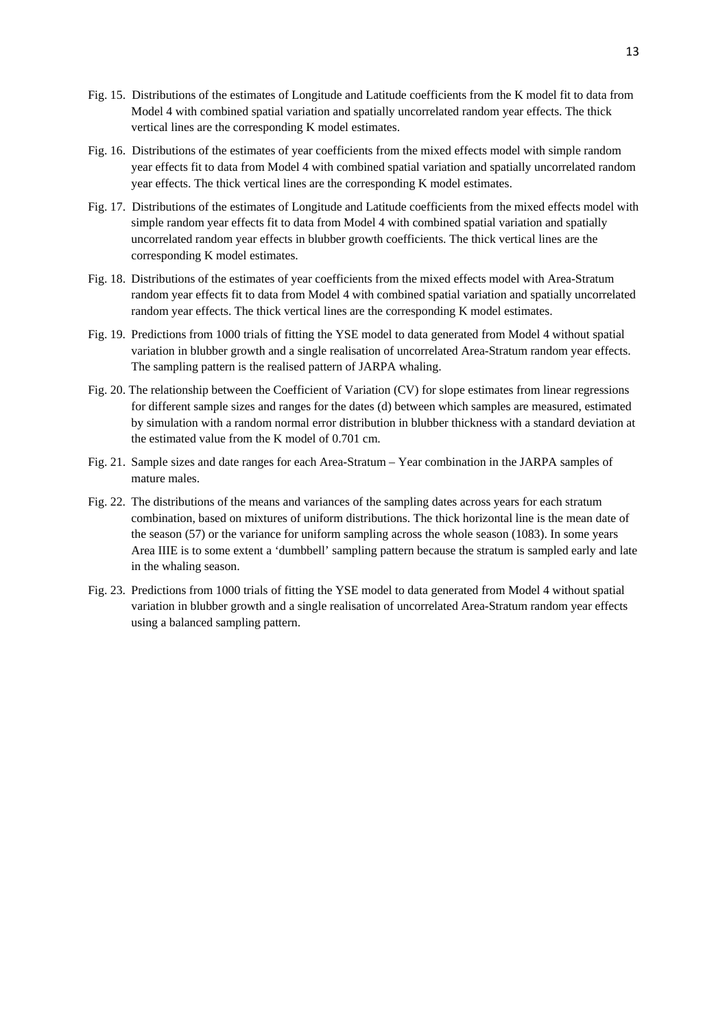Fig. 15. Distributions of the estimates of Longitude and Latitude coefficients from the K model fit to data from Model 4 with combined spatial variation and spatially uncorrelated random year effects. The thick vertical lines are the corresponding K model estimates.

Fig. 16. Distributions of the estimates of year coefficients from the mixed effects model with simple random year effects fit to data from Model 4 with combined spatial variation and spatially uncorrelated random year effects. The thick vertical lines are the corresponding K model estimates.

Fig. 17. Distributions of the estimates of Longitude and Latitude coefficients from the mixed effects model with simple random year effects fit to data from Model 4 with combined spatial variation and spatially uncorrelated random year effects in blubber growth coefficients. The thick vertical lines are the corresponding K model estimates.

Fig. 18. Distributions of the estimates of year coefficients from the mixed effects model with Area-Stratum random year effects fit to data from Model 4 with combined spatial variation and spatially uncorrelated random year effects. The thick vertical lines are the corresponding K model estimates.

Fig. 19. Predictions from 1000 trials of fitting the YSE model to data generated from Model 4 without spatial variation in blubber growth and a single realisation of uncorrelated Area-Stratum random year effects. The sampling pattern is the realised pattern of JARPA whaling.

Fig. 20. The relationship between the Coefficient of Variation (CV) for slope estimates from linear regressions for different sample sizes and ranges for the dates (d) between which samples are measured, estimated by simulation with a random normal error distribution in blubber thickness with a standard deviation at the estimated value from the K model of 0.701 cm.

Fig. 21. Sample sizes and date ranges for each Area-Stratum – Year combination in the JARPA samples of mature males.

Fig. 22. The distributions of the means and variances of the sampling dates across years for each stratum combination, based on mixtures of uniform distributions. The thick horizontal line is the mean date of the season (57) or the variance for uniform sampling across the whole season (1083). In some years Area IIIE is to some extent a 'dumbbell' sampling pattern because the stratum is sampled early and late in the whaling season.

Fig. 23. Predictions from 1000 trials of fitting the YSE model to data generated from Model 4 without spatial variation in blubber growth and a single realisation of uncorrelated Area-Stratum random year effects using a balanced sampling pattern.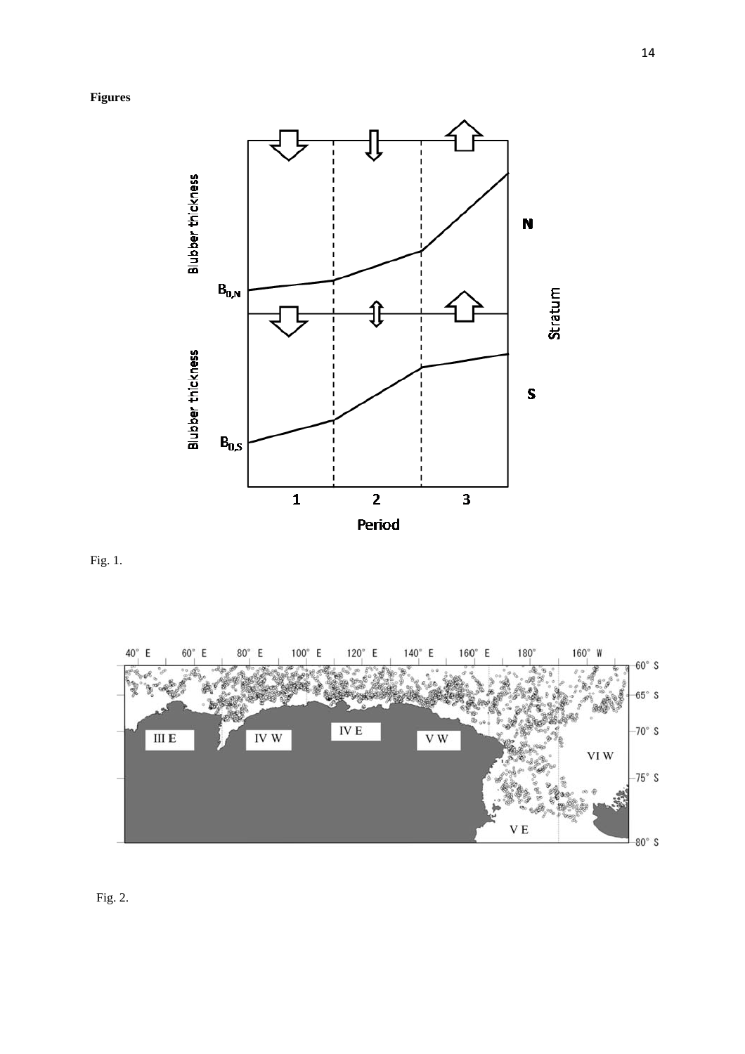**Figures**

Fig. 1.

Fig. 2.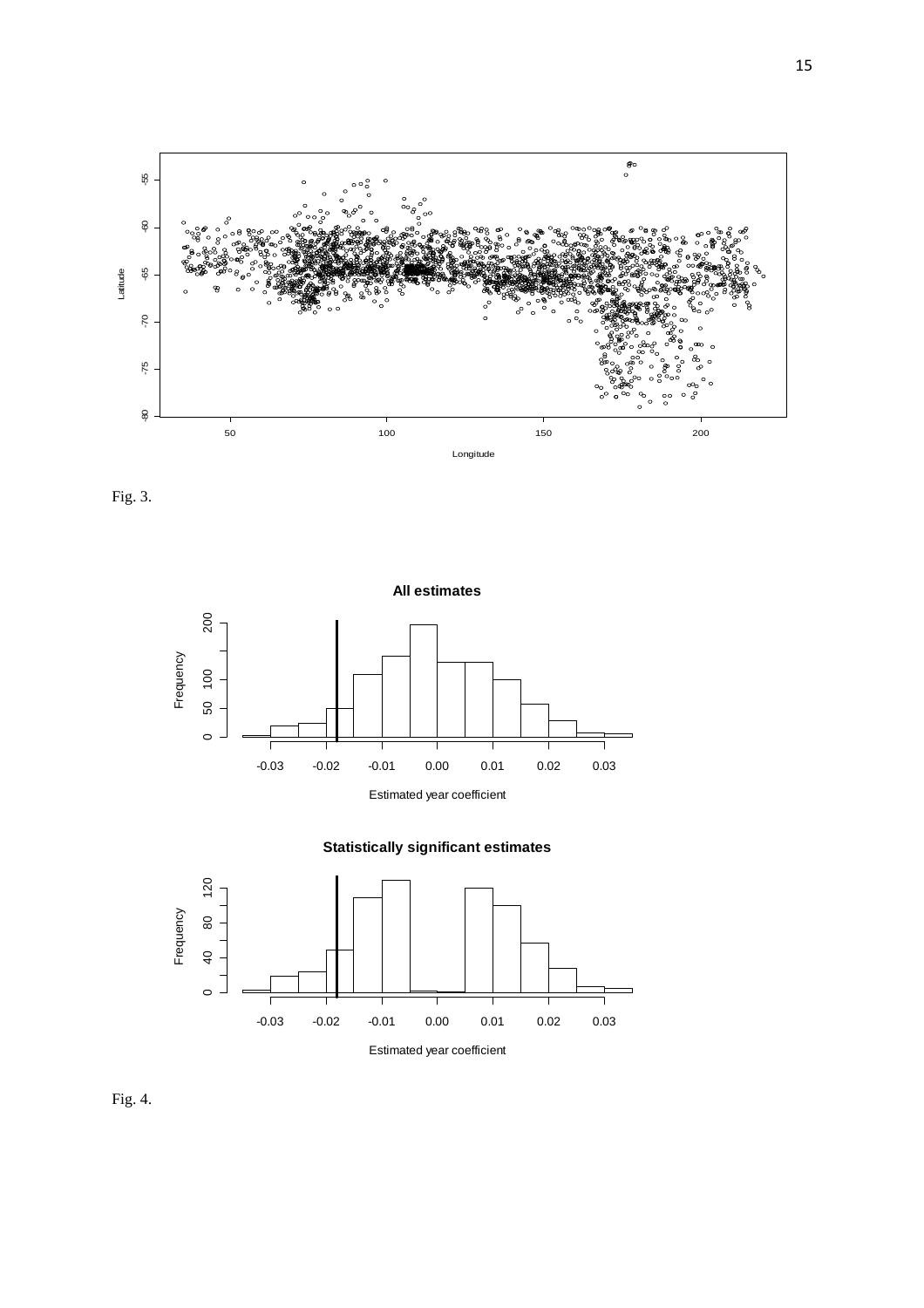Fig. 3.

Fig. 4.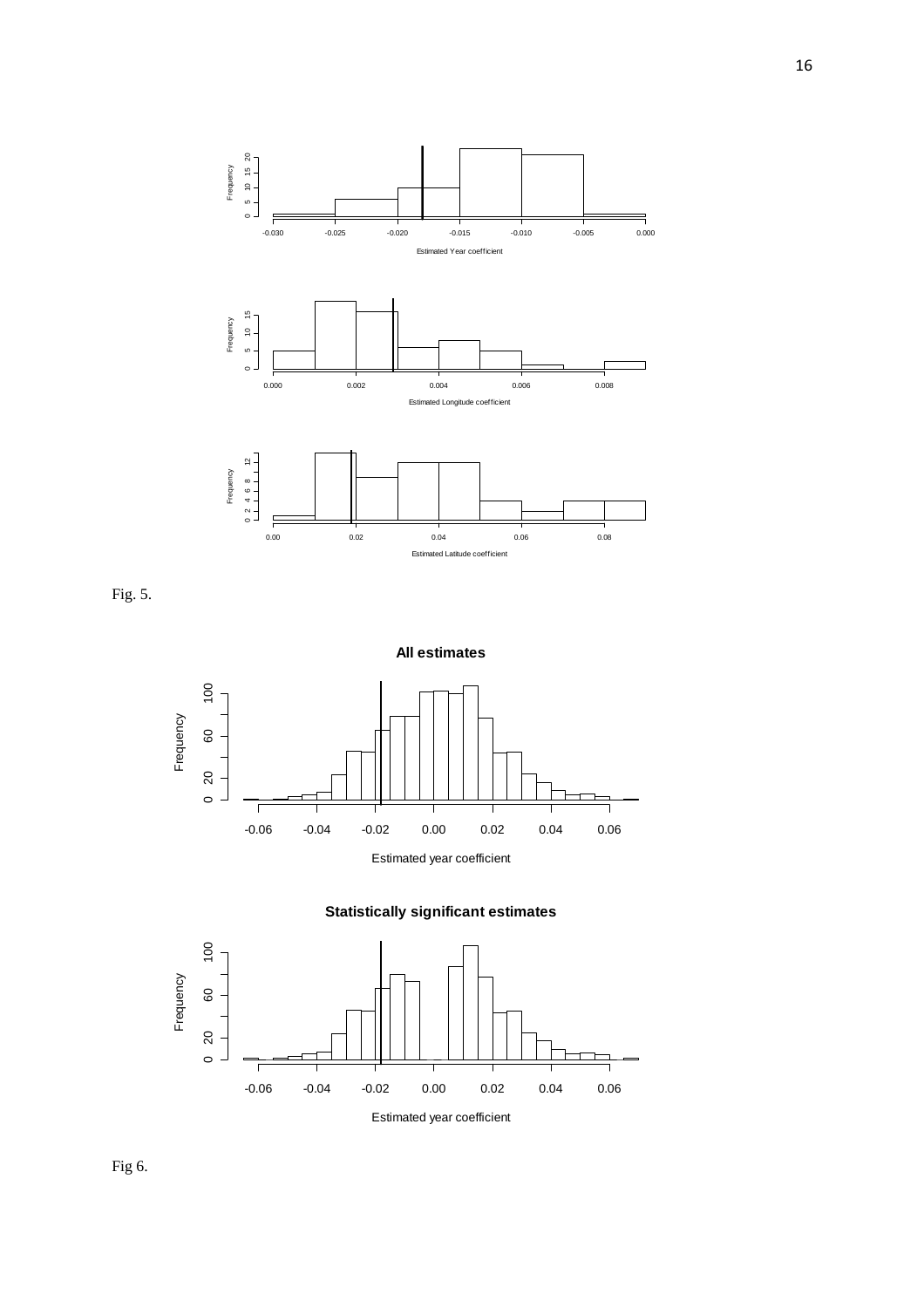Fig. 5.

Fig 6.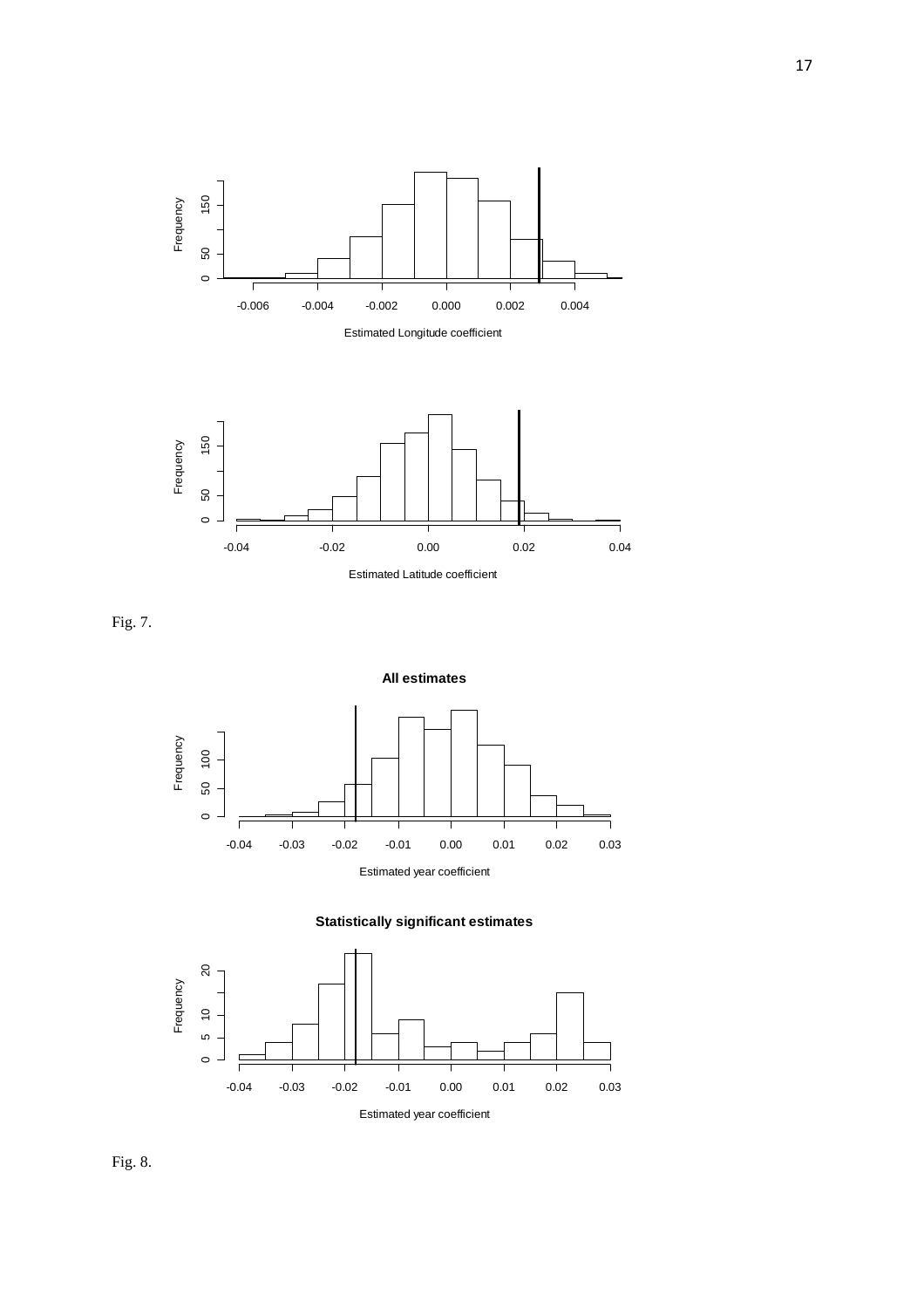Fig. 7.

Fig. 8.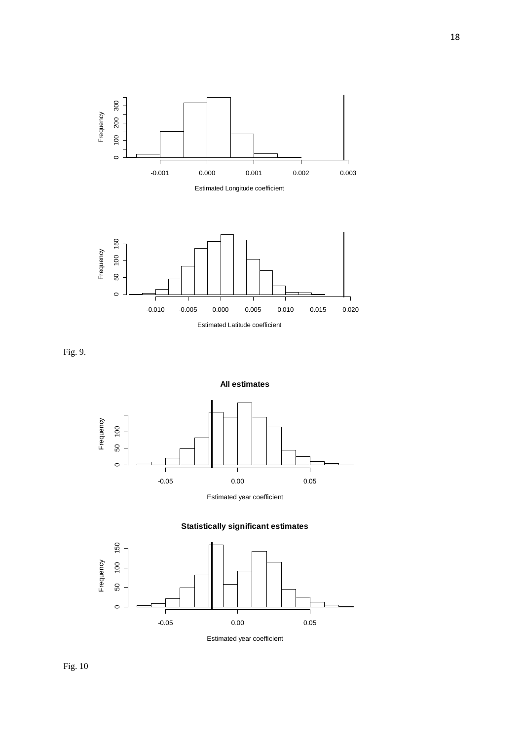Fig. 9.

Fig. 10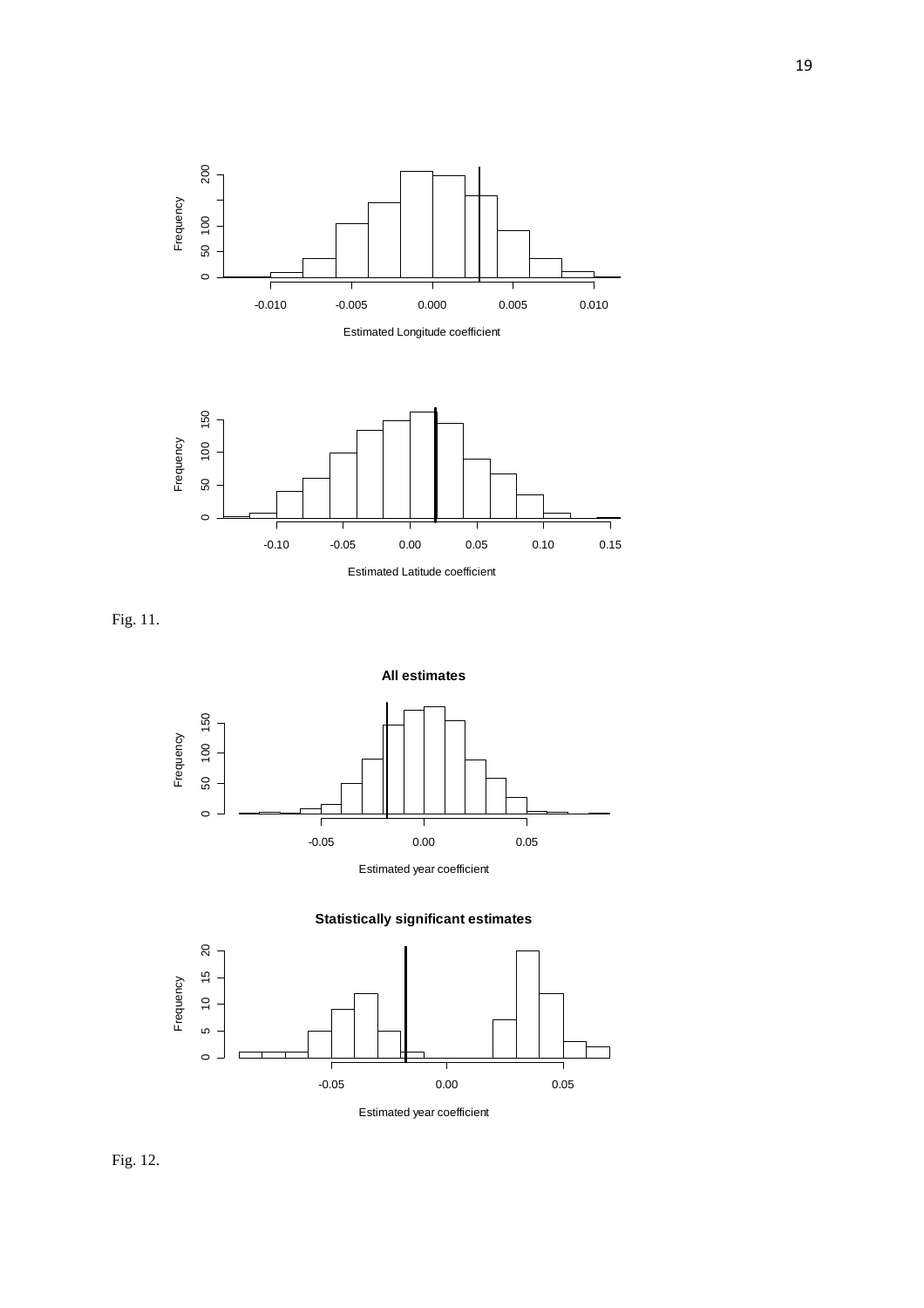Fig. 11.

Fig. 12.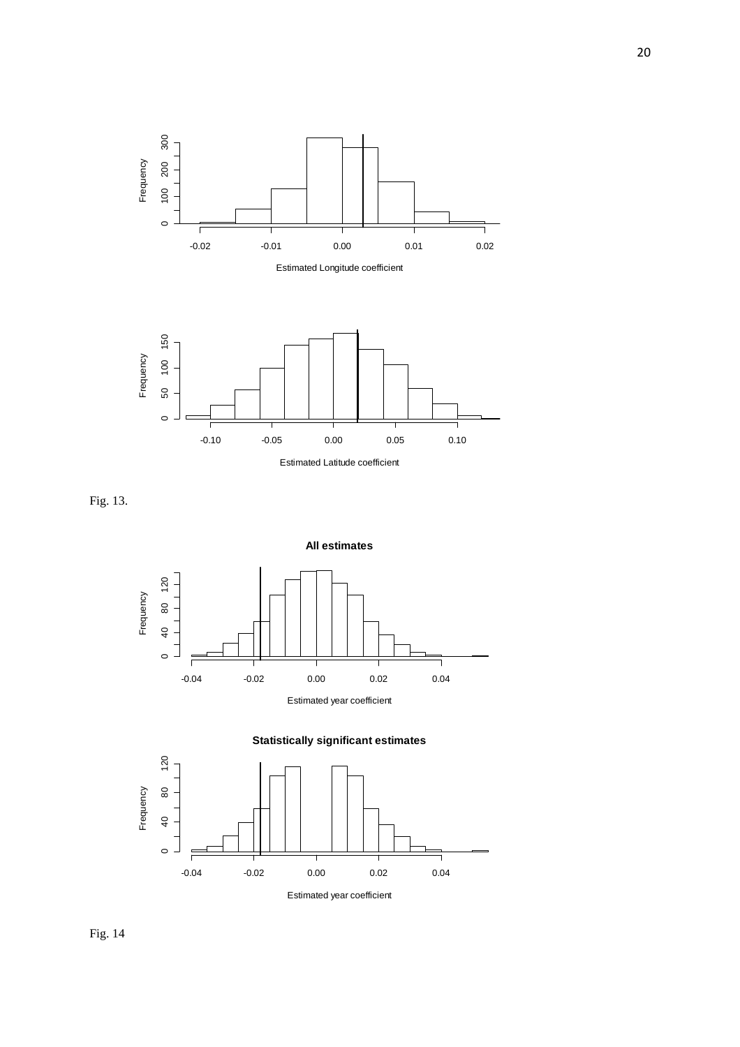Fig. 13.

Fig. 14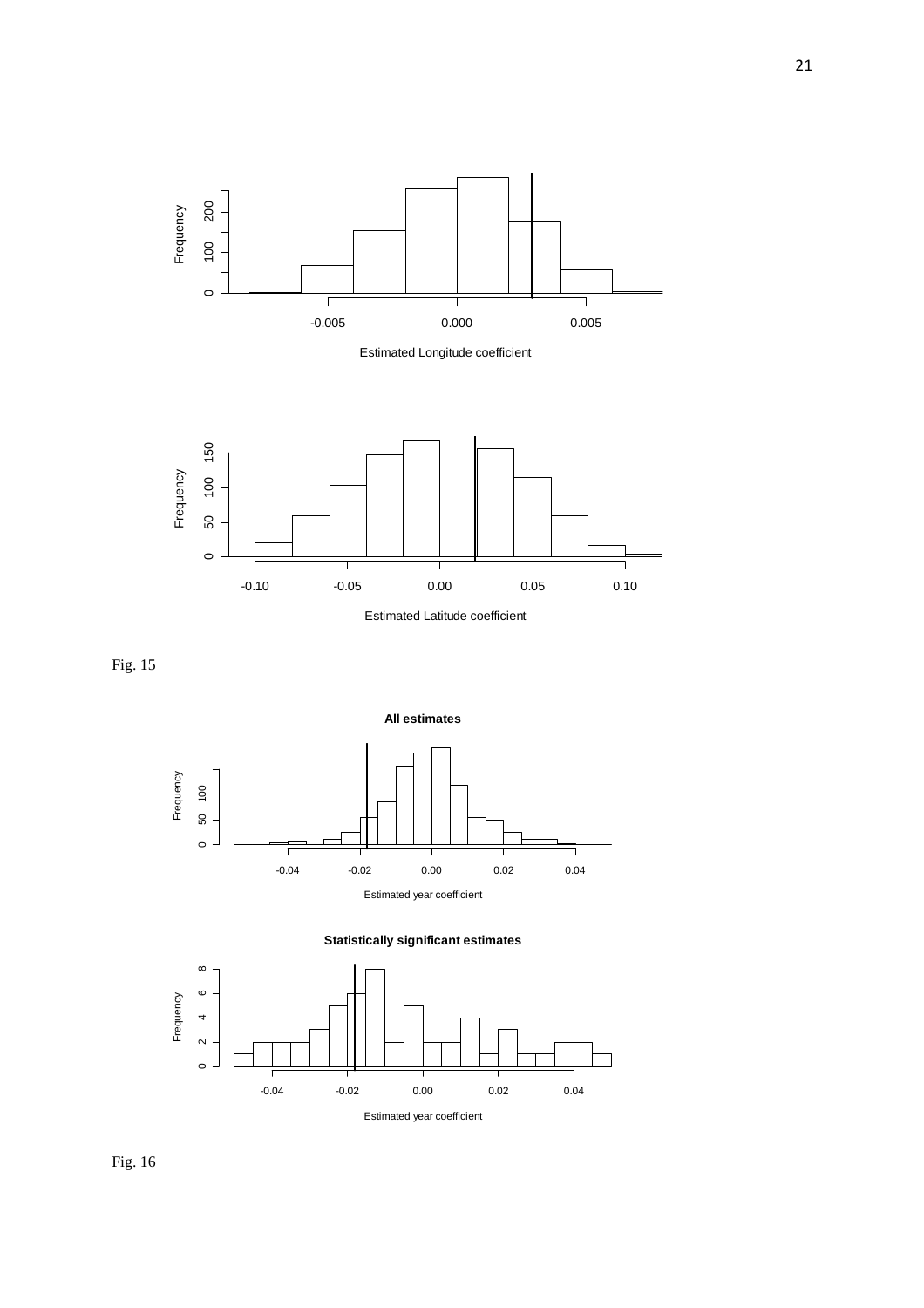Fig. 15

Fig. 16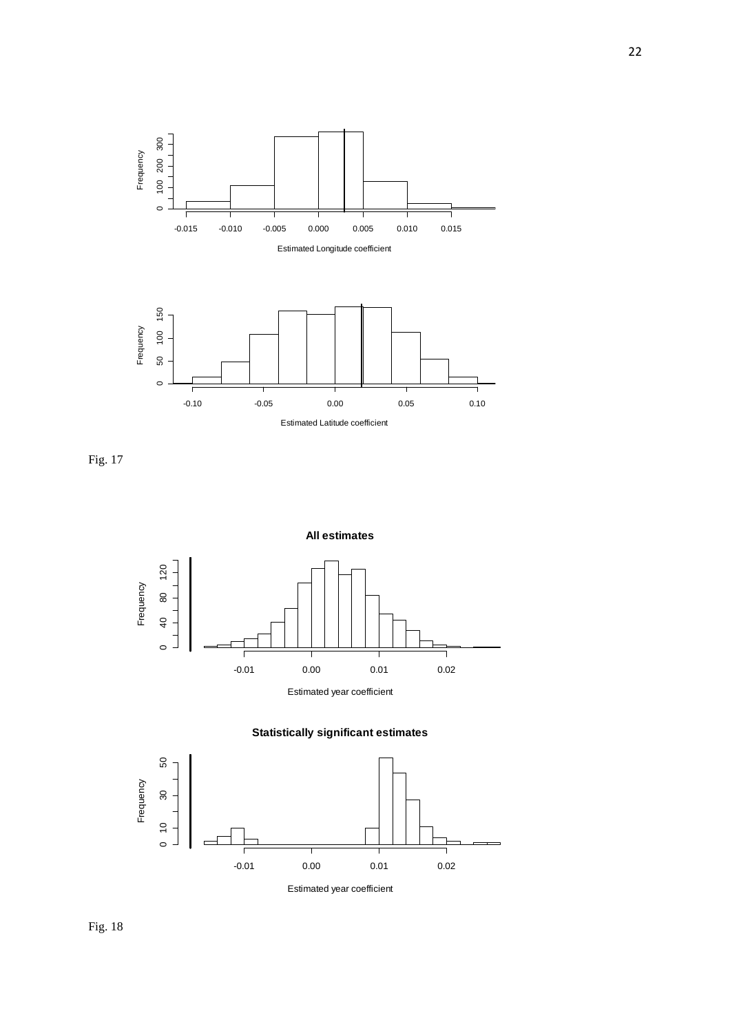Fig. 17

Fig. 18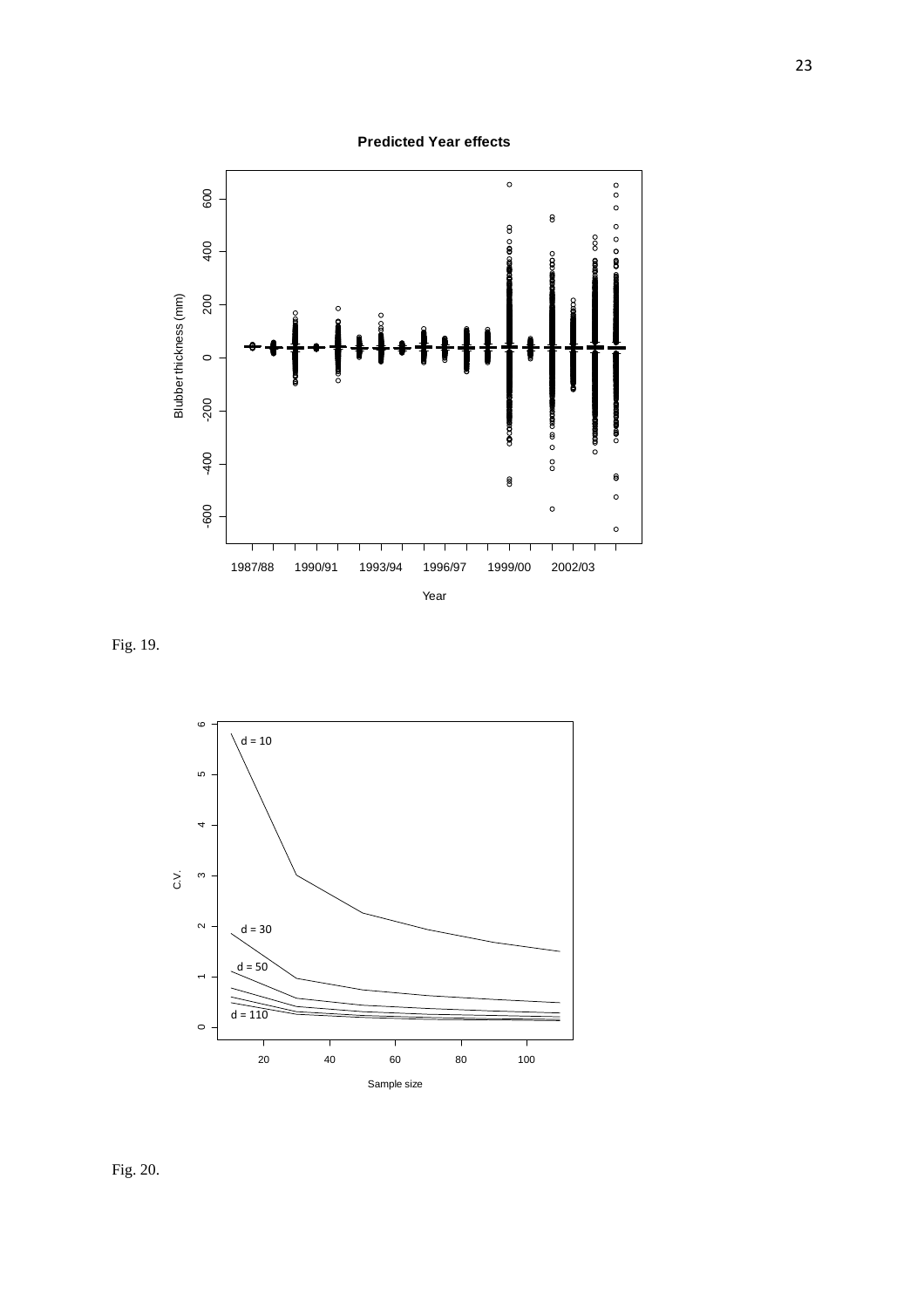Fig. 19.

Fig. 20.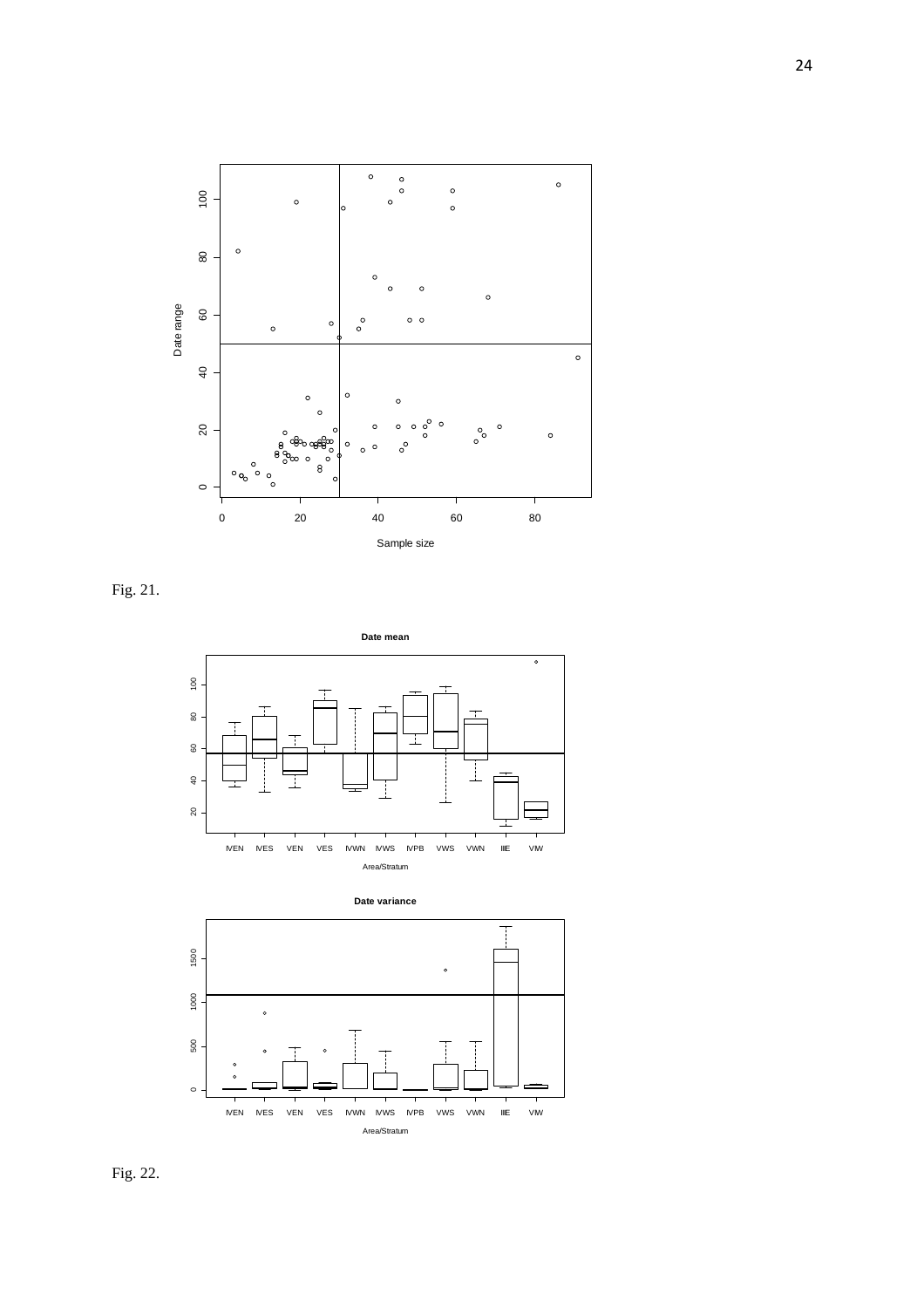Fig. 21.

Fig. 22.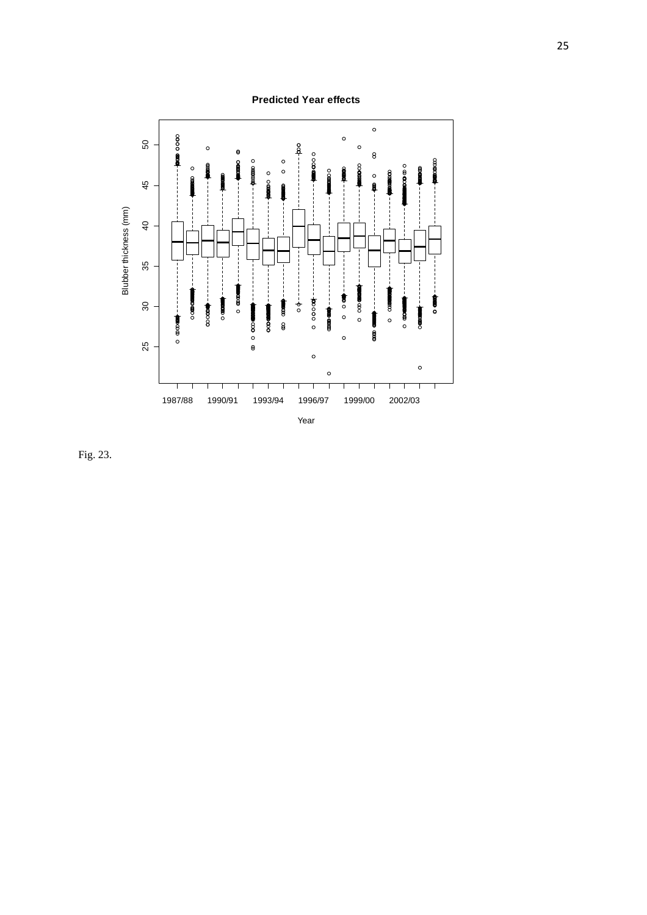Predicted Year effects

Blubber thickness (mm)

25
30
35
40
45
50

1987/88
1990/91
1993/94
1996/97
1999/00
2002/03

Year

Fig. 23.